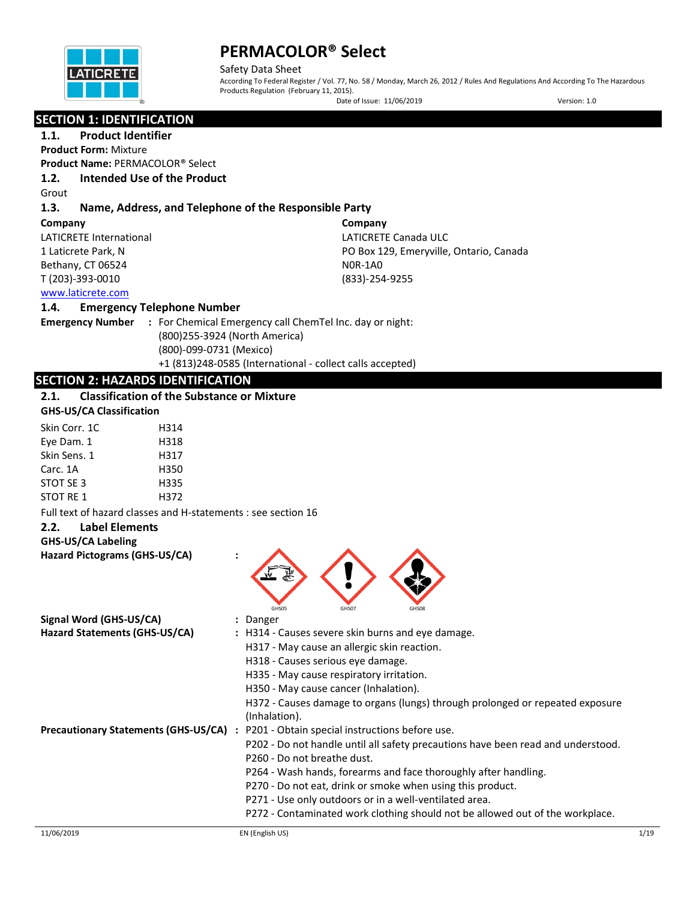# PERMACOLOR® Select

Safety Data Sheet

According To Federal Register / Vol. 77, No. 58 / Monday, March 26, 2012 / Rules And Regulations And According To The Hazardous Products Regulation (February 11, 2015).

Date of Issue: 11/06/2019 Version: 1.0

## SECTION 1: IDENTIFICATION

### 1.1. Product Identifier

**Product Form:** Mixture

**Product Name:** PERMACOLOR® Select

### 1.2. Intended Use of the Product

Grout

### 1.3. Name, Address, and Telephone of the Responsible Party

**Company**
LATICRETE International
1 Laticrete Park, N
Bethany, CT 06524
T (203)-393-0010
www.laticrete.com

**Company**
LATICRETE Canada ULC
PO Box 129, Emeryville, Ontario, Canada
N0R-1A0
(833)-254-9255

### 1.4. Emergency Telephone Number

**Emergency Number** : For Chemical Emergency call ChemTel Inc. day or night:
(800)255-3924 (North America)
(800)-099-0731 (Mexico)
+1 (813)248-0585 (International - collect calls accepted)

## SECTION 2: HAZARDS IDENTIFICATION

### 2.1. Classification of the Substance or Mixture

**GHS-US/CA Classification**

| | |
|---|---|
| Skin Corr. 1C | H314 |
| Eye Dam. 1 | H318 |
| Skin Sens. 1 | H317 |
| Carc. 1A | H350 |
| STOT SE 3 | H335 |
| STOT RE 1 | H372 |

Full text of hazard classes and H-statements : see section 16

### 2.2. Label Elements

**GHS-US/CA Labeling**

**Hazard Pictograms (GHS-US/CA)** : GHS05 GHS07 GHS08

**Signal Word (GHS-US/CA)** : Danger

**Hazard Statements (GHS-US/CA)** : H314 - Causes severe skin burns and eye damage.
H317 - May cause an allergic skin reaction.
H318 - Causes serious eye damage.
H335 - May cause respiratory irritation.
H350 - May cause cancer (Inhalation).
H372 - Causes damage to organs (lungs) through prolonged or repeated exposure (Inhalation).

**Precautionary Statements (GHS-US/CA)** : P201 - Obtain special instructions before use.
P202 - Do not handle until all safety precautions have been read and understood.
P260 - Do not breathe dust.
P264 - Wash hands, forearms and face thoroughly after handling.
P270 - Do not eat, drink or smoke when using this product.
P271 - Use only outdoors or in a well-ventilated area.
P272 - Contaminated work clothing should not be allowed out of the workplace.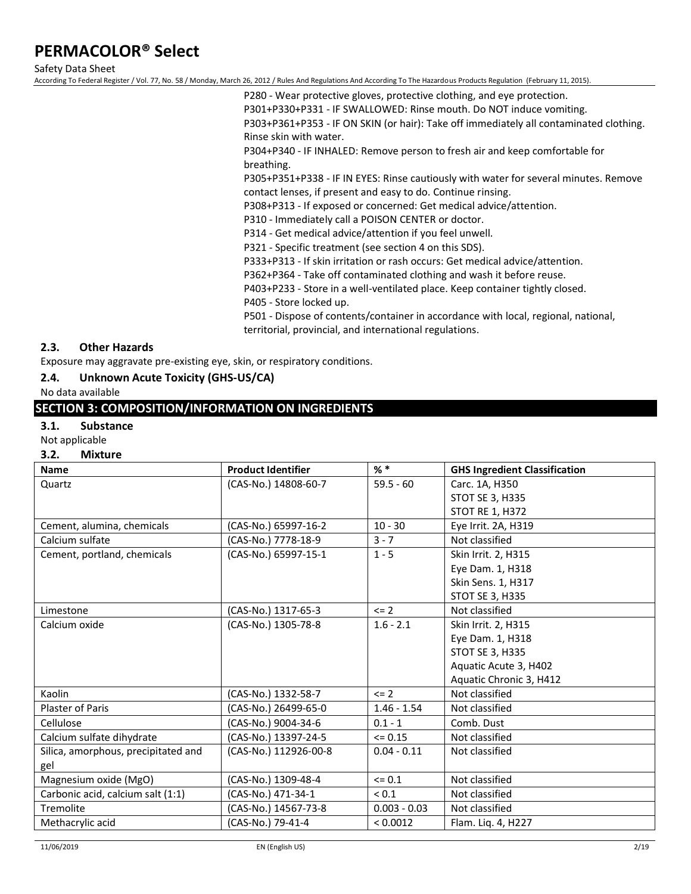P280 - Wear protective gloves, protective clothing, and eye protection.
P301+P330+P331 - IF SWALLOWED: Rinse mouth. Do NOT induce vomiting.
P303+P361+P353 - IF ON SKIN (or hair): Take off immediately all contaminated clothing. Rinse skin with water.
P304+P340 - IF INHALED: Remove person to fresh air and keep comfortable for breathing.
P305+P351+P338 - IF IN EYES: Rinse cautiously with water for several minutes. Remove contact lenses, if present and easy to do. Continue rinsing.
P308+P313 - If exposed or concerned: Get medical advice/attention.
P310 - Immediately call a POISON CENTER or doctor.
P314 - Get medical advice/attention if you feel unwell.
P321 - Specific treatment (see section 4 on this SDS).
P333+P313 - If skin irritation or rash occurs: Get medical advice/attention.
P362+P364 - Take off contaminated clothing and wash it before reuse.
P403+P233 - Store in a well-ventilated place. Keep container tightly closed.
P405 - Store locked up.
P501 - Dispose of contents/container in accordance with local, regional, national, territorial, provincial, and international regulations.

### 2.3. Other Hazards

Exposure may aggravate pre-existing eye, skin, or respiratory conditions.

### 2.4. Unknown Acute Toxicity (GHS-US/CA)

No data available

## SECTION 3: COMPOSITION/INFORMATION ON INGREDIENTS

### 3.1. Substance

Not applicable

### 3.2. Mixture

| Name | Product Identifier | % * | GHS Ingredient Classification |
|---|---|---|---|
| Quartz | (CAS-No.) 14808-60-7 | 59.5 - 60 | Carc. 1A, H350<br>STOT SE 3, H335<br>STOT RE 1, H372 |
| Cement, alumina, chemicals | (CAS-No.) 65997-16-2 | 10 - 30 | Eye Irrit. 2A, H319 |
| Calcium sulfate | (CAS-No.) 7778-18-9 | 3 - 7 | Not classified |
| Cement, portland, chemicals | (CAS-No.) 65997-15-1 | 1 - 5 | Skin Irrit. 2, H315<br>Eye Dam. 1, H318<br>Skin Sens. 1, H317<br>STOT SE 3, H335 |
| Limestone | (CAS-No.) 1317-65-3 | <= 2 | Not classified |
| Calcium oxide | (CAS-No.) 1305-78-8 | 1.6 - 2.1 | Skin Irrit. 2, H315<br>Eye Dam. 1, H318<br>STOT SE 3, H335<br>Aquatic Acute 3, H402<br>Aquatic Chronic 3, H412 |
| Kaolin | (CAS-No.) 1332-58-7 | <= 2 | Not classified |
| Plaster of Paris | (CAS-No.) 26499-65-0 | 1.46 - 1.54 | Not classified |
| Cellulose | (CAS-No.) 9004-34-6 | 0.1 - 1 | Comb. Dust |
| Calcium sulfate dihydrate | (CAS-No.) 13397-24-5 | <= 0.15 | Not classified |
| Silica, amorphous, precipitated and gel | (CAS-No.) 112926-00-8 | 0.04 - 0.11 | Not classified |
| Magnesium oxide (MgO) | (CAS-No.) 1309-48-4 | <= 0.1 | Not classified |
| Carbonic acid, calcium salt (1:1) | (CAS-No.) 471-34-1 | < 0.1 | Not classified |
| Tremolite | (CAS-No.) 14567-73-8 | 0.003 - 0.03 | Not classified |
| Methacrylic acid | (CAS-No.) 79-41-4 | < 0.0012 | Flam. Liq. 4, H227 |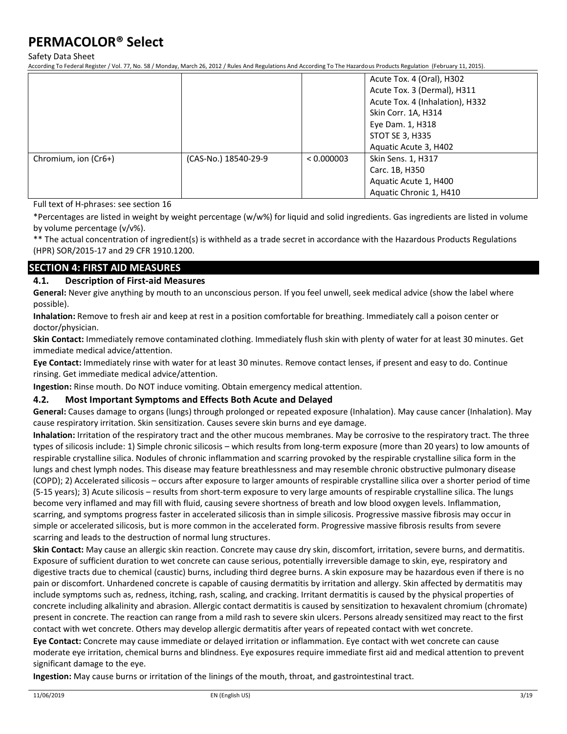| | | | |
|---|---|---|---|
| | | | Acute Tox. 4 (Oral), H302<br>Acute Tox. 3 (Dermal), H311<br>Acute Tox. 4 (Inhalation), H332<br>Skin Corr. 1A, H314<br>Eye Dam. 1, H318<br>STOT SE 3, H335<br>Aquatic Acute 3, H402 |
| Chromium, ion (Cr6+) | (CAS-No.) 18540-29-9 | < 0.000003 | Skin Sens. 1, H317<br>Carc. 1B, H350<br>Aquatic Acute 1, H400<br>Aquatic Chronic 1, H410 |

Full text of H-phrases: see section 16

*Percentages are listed in weight by weight percentage (w/w%) for liquid and solid ingredients. Gas ingredients are listed in volume by volume percentage (v/v%).

** The actual concentration of ingredient(s) is withheld as a trade secret in accordance with the Hazardous Products Regulations (HPR) SOR/2015-17 and 29 CFR 1910.1200.

## SECTION 4: FIRST AID MEASURES

### 4.1. Description of First-aid Measures

**General:** Never give anything by mouth to an unconscious person. If you feel unwell, seek medical advice (show the label where possible).

**Inhalation:** Remove to fresh air and keep at rest in a position comfortable for breathing. Immediately call a poison center or doctor/physician.

**Skin Contact:** Immediately remove contaminated clothing. Immediately flush skin with plenty of water for at least 30 minutes. Get immediate medical advice/attention.

**Eye Contact:** Immediately rinse with water for at least 30 minutes. Remove contact lenses, if present and easy to do. Continue rinsing. Get immediate medical advice/attention.

**Ingestion:** Rinse mouth. Do NOT induce vomiting. Obtain emergency medical attention.

### 4.2. Most Important Symptoms and Effects Both Acute and Delayed

**General:** Causes damage to organs (lungs) through prolonged or repeated exposure (Inhalation). May cause cancer (Inhalation). May cause respiratory irritation. Skin sensitization. Causes severe skin burns and eye damage.

**Inhalation:** Irritation of the respiratory tract and the other mucous membranes. May be corrosive to the respiratory tract. The three types of silicosis include: 1) Simple chronic silicosis – which results from long-term exposure (more than 20 years) to low amounts of respirable crystalline silica. Nodules of chronic inflammation and scarring provoked by the respirable crystalline silica form in the lungs and chest lymph nodes. This disease may feature breathlessness and may resemble chronic obstructive pulmonary disease (COPD); 2) Accelerated silicosis – occurs after exposure to larger amounts of respirable crystalline silica over a shorter period of time (5-15 years); 3) Acute silicosis – results from short-term exposure to very large amounts of respirable crystalline silica. The lungs become very inflamed and may fill with fluid, causing severe shortness of breath and low blood oxygen levels. Inflammation, scarring, and symptoms progress faster in accelerated silicosis than in simple silicosis. Progressive massive fibrosis may occur in simple or accelerated silicosis, but is more common in the accelerated form. Progressive massive fibrosis results from severe scarring and leads to the destruction of normal lung structures.

**Skin Contact:** May cause an allergic skin reaction. Concrete may cause dry skin, discomfort, irritation, severe burns, and dermatitis. Exposure of sufficient duration to wet concrete can cause serious, potentially irreversible damage to skin, eye, respiratory and digestive tracts due to chemical (caustic) burns, including third degree burns. A skin exposure may be hazardous even if there is no pain or discomfort. Unhardened concrete is capable of causing dermatitis by irritation and allergy. Skin affected by dermatitis may include symptoms such as, redness, itching, rash, scaling, and cracking. Irritant dermatitis is caused by the physical properties of concrete including alkalinity and abrasion. Allergic contact dermatitis is caused by sensitization to hexavalent chromium (chromate) present in concrete. The reaction can range from a mild rash to severe skin ulcers. Persons already sensitized may react to the first contact with wet concrete. Others may develop allergic dermatitis after years of repeated contact with wet concrete.

**Eye Contact:** Concrete may cause immediate or delayed irritation or inflammation. Eye contact with wet concrete can cause moderate eye irritation, chemical burns and blindness. Eye exposures require immediate first aid and medical attention to prevent significant damage to the eye.

**Ingestion:** May cause burns or irritation of the linings of the mouth, throat, and gastrointestinal tract.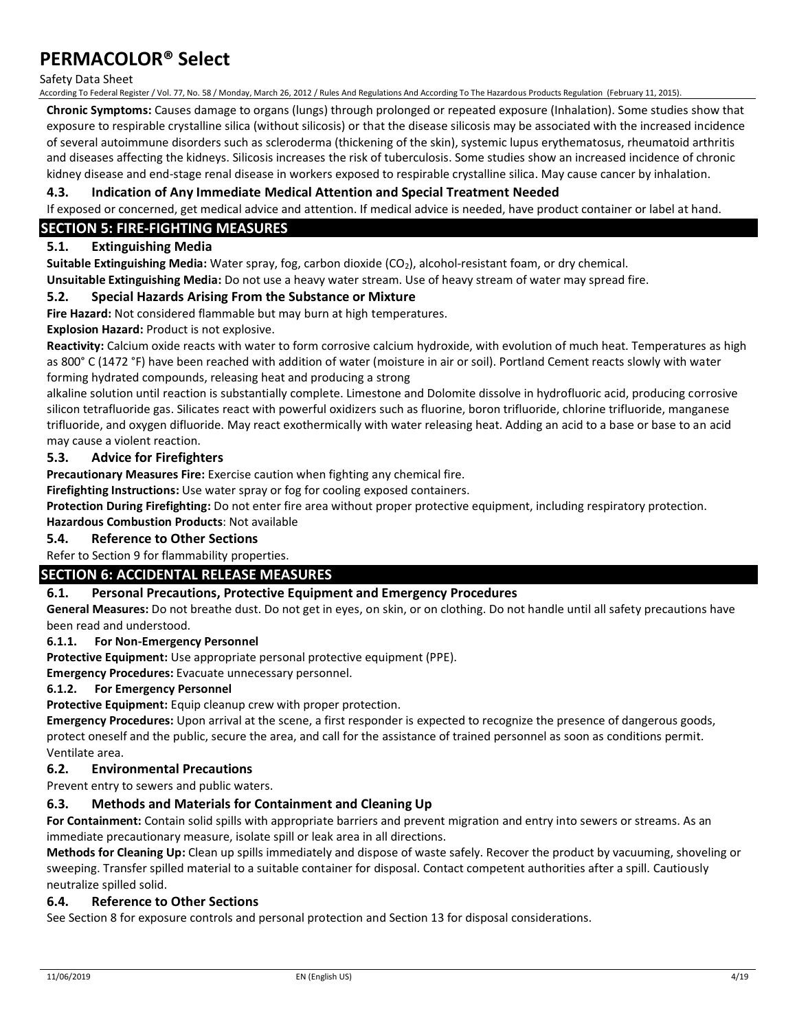**Chronic Symptoms:** Causes damage to organs (lungs) through prolonged or repeated exposure (Inhalation). Some studies show that exposure to respirable crystalline silica (without silicosis) or that the disease silicosis may be associated with the increased incidence of several autoimmune disorders such as scleroderma (thickening of the skin), systemic lupus erythematosus, rheumatoid arthritis and diseases affecting the kidneys. Silicosis increases the risk of tuberculosis. Some studies show an increased incidence of chronic kidney disease and end-stage renal disease in workers exposed to respirable crystalline silica. May cause cancer by inhalation.

### 4.3. Indication of Any Immediate Medical Attention and Special Treatment Needed

If exposed or concerned, get medical advice and attention. If medical advice is needed, have product container or label at hand.

## SECTION 5: FIRE-FIGHTING MEASURES

### 5.1. Extinguishing Media

**Suitable Extinguishing Media:** Water spray, fog, carbon dioxide ($CO_2$), alcohol-resistant foam, or dry chemical.

**Unsuitable Extinguishing Media:** Do not use a heavy water stream. Use of heavy stream of water may spread fire.

### 5.2. Special Hazards Arising From the Substance or Mixture

**Fire Hazard:** Not considered flammable but may burn at high temperatures.

**Explosion Hazard:** Product is not explosive.

**Reactivity:** Calcium oxide reacts with water to form corrosive calcium hydroxide, with evolution of much heat. Temperatures as high as 800° C (1472 °F) have been reached with addition of water (moisture in air or soil). Portland Cement reacts slowly with water forming hydrated compounds, releasing heat and producing a strong alkaline solution until reaction is substantially complete. Limestone and Dolomite dissolve in hydrofluoric acid, producing corrosive silicon tetrafluoride gas. Silicates react with powerful oxidizers such as fluorine, boron trifluoride, chlorine trifluoride, manganese trifluoride, and oxygen difluoride. May react exothermically with water releasing heat. Adding an acid to a base or base to an acid may cause a violent reaction.

### 5.3. Advice for Firefighters

**Precautionary Measures Fire:** Exercise caution when fighting any chemical fire.

**Firefighting Instructions:** Use water spray or fog for cooling exposed containers.

**Protection During Firefighting:** Do not enter fire area without proper protective equipment, including respiratory protection.

**Hazardous Combustion Products**: Not available

### 5.4. Reference to Other Sections

Refer to Section 9 for flammability properties.

## SECTION 6: ACCIDENTAL RELEASE MEASURES

### 6.1. Personal Precautions, Protective Equipment and Emergency Procedures

**General Measures:** Do not breathe dust. Do not get in eyes, on skin, or on clothing. Do not handle until all safety precautions have been read and understood.

#### 6.1.1. For Non-Emergency Personnel

**Protective Equipment:** Use appropriate personal protective equipment (PPE).

**Emergency Procedures:** Evacuate unnecessary personnel.

#### 6.1.2. For Emergency Personnel

**Protective Equipment:** Equip cleanup crew with proper protection.

**Emergency Procedures:** Upon arrival at the scene, a first responder is expected to recognize the presence of dangerous goods, protect oneself and the public, secure the area, and call for the assistance of trained personnel as soon as conditions permit. Ventilate area.

### 6.2. Environmental Precautions

Prevent entry to sewers and public waters.

### 6.3. Methods and Materials for Containment and Cleaning Up

**For Containment:** Contain solid spills with appropriate barriers and prevent migration and entry into sewers or streams. As an immediate precautionary measure, isolate spill or leak area in all directions.

**Methods for Cleaning Up:** Clean up spills immediately and dispose of waste safely. Recover the product by vacuuming, shoveling or sweeping. Transfer spilled material to a suitable container for disposal. Contact competent authorities after a spill. Cautiously neutralize spilled solid.

### 6.4. Reference to Other Sections

See Section 8 for exposure controls and personal protection and Section 13 for disposal considerations.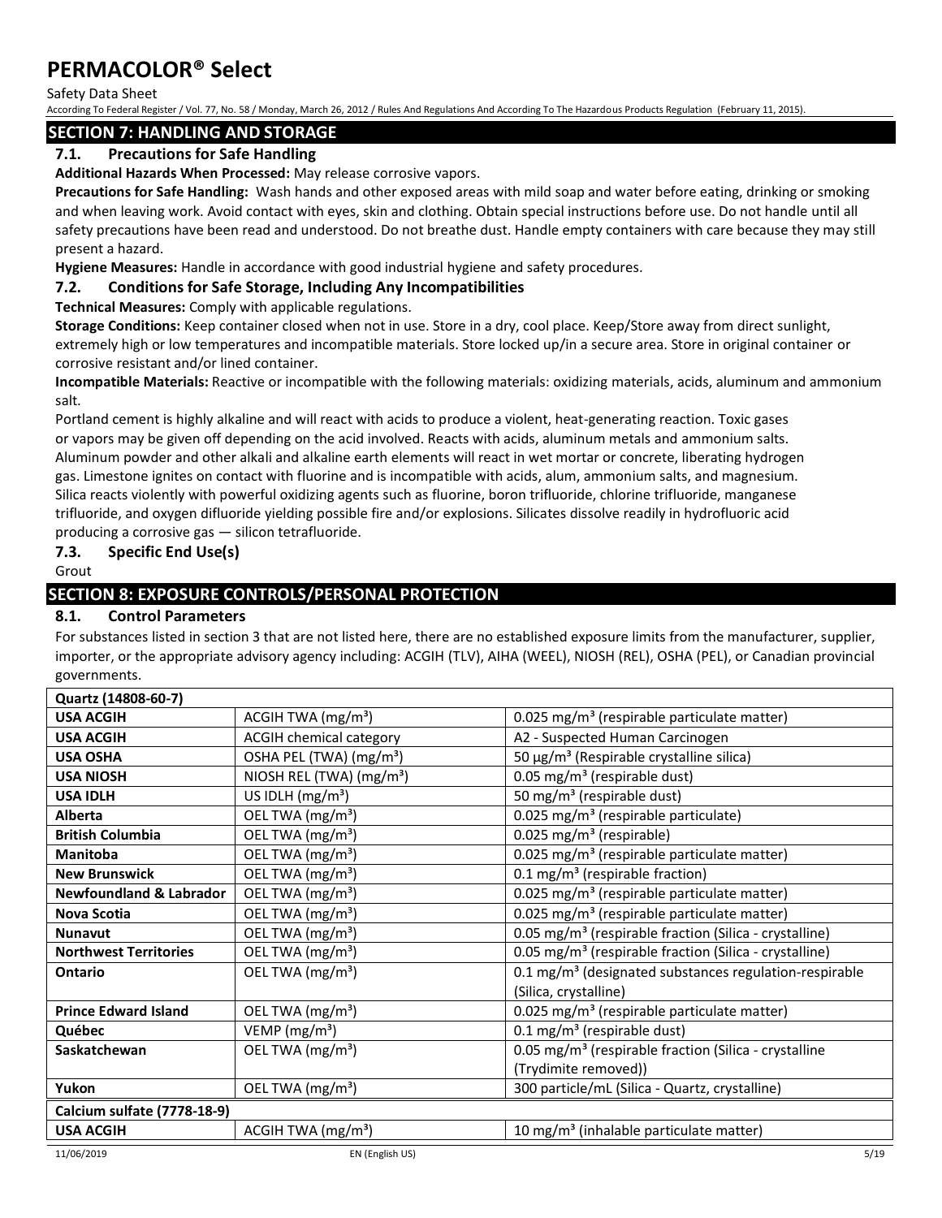## SECTION 7: HANDLING AND STORAGE

### 7.1. Precautions for Safe Handling

**Additional Hazards When Processed:** May release corrosive vapors.

**Precautions for Safe Handling:** Wash hands and other exposed areas with mild soap and water before eating, drinking or smoking and when leaving work. Avoid contact with eyes, skin and clothing. Obtain special instructions before use. Do not handle until all safety precautions have been read and understood. Do not breathe dust. Handle empty containers with care because they may still present a hazard.

**Hygiene Measures:** Handle in accordance with good industrial hygiene and safety procedures.

### 7.2. Conditions for Safe Storage, Including Any Incompatibilities

**Technical Measures:** Comply with applicable regulations.

**Storage Conditions:** Keep container closed when not in use. Store in a dry, cool place. Keep/Store away from direct sunlight, extremely high or low temperatures and incompatible materials. Store locked up/in a secure area. Store in original container or corrosive resistant and/or lined container.

**Incompatible Materials:** Reactive or incompatible with the following materials: oxidizing materials, acids, aluminum and ammonium salt.

Portland cement is highly alkaline and will react with acids to produce a violent, heat-generating reaction. Toxic gases or vapors may be given off depending on the acid involved. Reacts with acids, aluminum metals and ammonium salts. Aluminum powder and other alkali and alkaline earth elements will react in wet mortar or concrete, liberating hydrogen gas. Limestone ignites on contact with fluorine and is incompatible with acids, alum, ammonium salts, and magnesium. Silica reacts violently with powerful oxidizing agents such as fluorine, boron trifluoride, chlorine trifluoride, manganese trifluoride, and oxygen difluoride yielding possible fire and/or explosions. Silicates dissolve readily in hydrofluoric acid producing a corrosive gas — silicon tetrafluoride.

### 7.3. Specific End Use(s)

Grout

## SECTION 8: EXPOSURE CONTROLS/PERSONAL PROTECTION

### 8.1. Control Parameters

For substances listed in section 3 that are not listed here, there are no established exposure limits from the manufacturer, supplier, importer, or the appropriate advisory agency including: ACGIH (TLV), AIHA (WEEL), NIOSH (REL), OSHA (PEL), or Canadian provincial governments.

| **Quartz (14808-60-7)** | | |
|---|---|---|
| **USA ACGIH** | ACGIH TWA (mg/m³) | 0.025 mg/m³ (respirable particulate matter) |
| **USA ACGIH** | ACGIH chemical category | A2 - Suspected Human Carcinogen |
| **USA OSHA** | OSHA PEL (TWA) (mg/m³) | 50 µg/m³ (Respirable crystalline silica) |
| **USA NIOSH** | NIOSH REL (TWA) (mg/m³) | 0.05 mg/m³ (respirable dust) |
| **USA IDLH** | US IDLH (mg/m³) | 50 mg/m³ (respirable dust) |
| **Alberta** | OEL TWA (mg/m³) | 0.025 mg/m³ (respirable particulate) |
| **British Columbia** | OEL TWA (mg/m³) | 0.025 mg/m³ (respirable) |
| **Manitoba** | OEL TWA (mg/m³) | 0.025 mg/m³ (respirable particulate matter) |
| **New Brunswick** | OEL TWA (mg/m³) | 0.1 mg/m³ (respirable fraction) |
| **Newfoundland & Labrador** | OEL TWA (mg/m³) | 0.025 mg/m³ (respirable particulate matter) |
| **Nova Scotia** | OEL TWA (mg/m³) | 0.025 mg/m³ (respirable particulate matter) |
| **Nunavut** | OEL TWA (mg/m³) | 0.05 mg/m³ (respirable fraction (Silica - crystalline) |
| **Northwest Territories** | OEL TWA (mg/m³) | 0.05 mg/m³ (respirable fraction (Silica - crystalline) |
| **Ontario** | OEL TWA (mg/m³) | 0.1 mg/m³ (designated substances regulation-respirable (Silica, crystalline) |
| **Prince Edward Island** | OEL TWA (mg/m³) | 0.025 mg/m³ (respirable particulate matter) |
| **Québec** | VEMP (mg/m³) | 0.1 mg/m³ (respirable dust) |
| **Saskatchewan** | OEL TWA (mg/m³) | 0.05 mg/m³ (respirable fraction (Silica - crystalline (Trydimite removed)) |
| **Yukon** | OEL TWA (mg/m³) | 300 particle/mL (Silica - Quartz, crystalline) |
| **Calcium sulfate (7778-18-9)** | | |
| **USA ACGIH** | ACGIH TWA (mg/m³) | 10 mg/m³ (inhalable particulate matter) |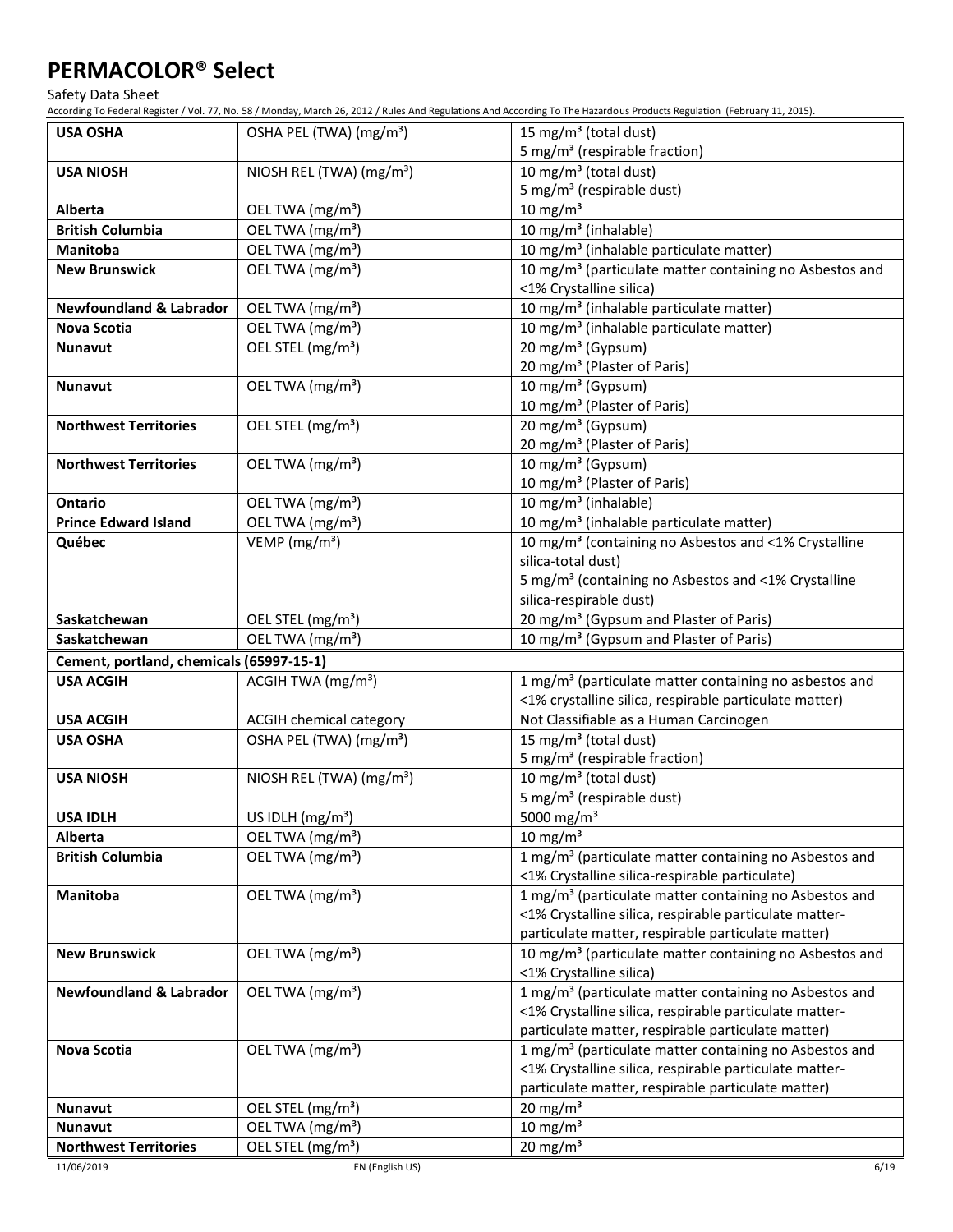| | | |
|---|---|---|
| **USA OSHA** | OSHA PEL (TWA) (mg/m³) | 15 mg/m³ (total dust)<br>5 mg/m³ (respirable fraction) |
| **USA NIOSH** | NIOSH REL (TWA) (mg/m³) | 10 mg/m³ (total dust)<br>5 mg/m³ (respirable dust) |
| **Alberta** | OEL TWA (mg/m³) | 10 mg/m³ |
| **British Columbia** | OEL TWA (mg/m³) | 10 mg/m³ (inhalable) |
| **Manitoba** | OEL TWA (mg/m³) | 10 mg/m³ (inhalable particulate matter) |
| **New Brunswick** | OEL TWA (mg/m³) | 10 mg/m³ (particulate matter containing no Asbestos and <1% Crystalline silica) |
| **Newfoundland & Labrador** | OEL TWA (mg/m³) | 10 mg/m³ (inhalable particulate matter) |
| **Nova Scotia** | OEL TWA (mg/m³) | 10 mg/m³ (inhalable particulate matter) |
| **Nunavut** | OEL STEL (mg/m³) | 20 mg/m³ (Gypsum)<br>20 mg/m³ (Plaster of Paris) |
| **Nunavut** | OEL TWA (mg/m³) | 10 mg/m³ (Gypsum)<br>10 mg/m³ (Plaster of Paris) |
| **Northwest Territories** | OEL STEL (mg/m³) | 20 mg/m³ (Gypsum)<br>20 mg/m³ (Plaster of Paris) |
| **Northwest Territories** | OEL TWA (mg/m³) | 10 mg/m³ (Gypsum)<br>10 mg/m³ (Plaster of Paris) |
| **Ontario** | OEL TWA (mg/m³) | 10 mg/m³ (inhalable) |
| **Prince Edward Island** | OEL TWA (mg/m³) | 10 mg/m³ (inhalable particulate matter) |
| **Québec** | VEMP (mg/m³) | 10 mg/m³ (containing no Asbestos and <1% Crystalline silica-total dust)<br>5 mg/m³ (containing no Asbestos and <1% Crystalline silica-respirable dust) |
| **Saskatchewan** | OEL STEL (mg/m³) | 20 mg/m³ (Gypsum and Plaster of Paris) |
| **Saskatchewan** | OEL TWA (mg/m³) | 10 mg/m³ (Gypsum and Plaster of Paris) |
| **Cement, portland, chemicals (65997-15-1)** | | |
| **USA ACGIH** | ACGIH TWA (mg/m³) | 1 mg/m³ (particulate matter containing no asbestos and <1% crystalline silica, respirable particulate matter) |
| **USA ACGIH** | ACGIH chemical category | Not Classifiable as a Human Carcinogen |
| **USA OSHA** | OSHA PEL (TWA) (mg/m³) | 15 mg/m³ (total dust)<br>5 mg/m³ (respirable fraction) |
| **USA NIOSH** | NIOSH REL (TWA) (mg/m³) | 10 mg/m³ (total dust)<br>5 mg/m³ (respirable dust) |
| **USA IDLH** | US IDLH (mg/m³) | 5000 mg/m³ |
| **Alberta** | OEL TWA (mg/m³) | 10 mg/m³ |
| **British Columbia** | OEL TWA (mg/m³) | 1 mg/m³ (particulate matter containing no Asbestos and <1% Crystalline silica-respirable particulate) |
| **Manitoba** | OEL TWA (mg/m³) | 1 mg/m³ (particulate matter containing no Asbestos and <1% Crystalline silica, respirable particulate matter-particulate matter, respirable particulate matter) |
| **New Brunswick** | OEL TWA (mg/m³) | 10 mg/m³ (particulate matter containing no Asbestos and <1% Crystalline silica) |
| **Newfoundland & Labrador** | OEL TWA (mg/m³) | 1 mg/m³ (particulate matter containing no Asbestos and <1% Crystalline silica, respirable particulate matter-particulate matter, respirable particulate matter) |
| **Nova Scotia** | OEL TWA (mg/m³) | 1 mg/m³ (particulate matter containing no Asbestos and <1% Crystalline silica, respirable particulate matter-particulate matter, respirable particulate matter) |
| **Nunavut** | OEL STEL (mg/m³) | 20 mg/m³ |
| **Nunavut** | OEL TWA (mg/m³) | 10 mg/m³ |
| **Northwest Territories** | OEL STEL (mg/m³) | 20 mg/m³ |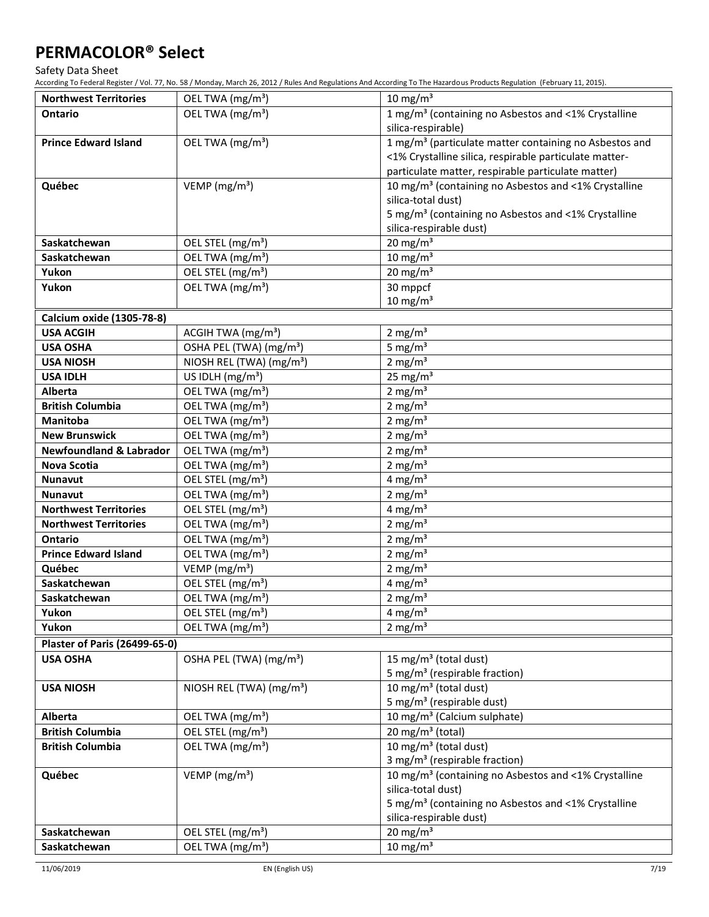| Northwest Territories | OEL TWA ($mg/m^3$) | 10 $mg/m^3$ |
|---|---|---|
| **Ontario** | OEL TWA ($mg/m^3$) | 1 $mg/m^3$ (containing no Asbestos and <1% Crystalline silica-respirable) |
| **Prince Edward Island** | OEL TWA ($mg/m^3$) | 1 $mg/m^3$ (particulate matter containing no Asbestos and <1% Crystalline silica, respirable particulate matter-particulate matter, respirable particulate matter) |
| **Québec** | VEMP ($mg/m^3$) | 10 $mg/m^3$ (containing no Asbestos and <1% Crystalline silica-total dust)<br>5 $mg/m^3$ (containing no Asbestos and <1% Crystalline silica-respirable dust) |
| **Saskatchewan** | OEL STEL ($mg/m^3$) | 20 $mg/m^3$ |
| **Saskatchewan** | OEL TWA ($mg/m^3$) | 10 $mg/m^3$ |
| **Yukon** | OEL STEL ($mg/m^3$) | 20 $mg/m^3$ |
| **Yukon** | OEL TWA ($mg/m^3$) | 30 mppcf<br>10 $mg/m^3$ |
| **Calcium oxide (1305-78-8)** | | |
| **USA ACGIH** | ACGIH TWA ($mg/m^3$) | 2 $mg/m^3$ |
| **USA OSHA** | OSHA PEL (TWA) ($mg/m^3$) | 5 $mg/m^3$ |
| **USA NIOSH** | NIOSH REL (TWA) ($mg/m^3$) | 2 $mg/m^3$ |
| **USA IDLH** | US IDLH ($mg/m^3$) | 25 $mg/m^3$ |
| **Alberta** | OEL TWA ($mg/m^3$) | 2 $mg/m^3$ |
| **British Columbia** | OEL TWA ($mg/m^3$) | 2 $mg/m^3$ |
| **Manitoba** | OEL TWA ($mg/m^3$) | 2 $mg/m^3$ |
| **New Brunswick** | OEL TWA ($mg/m^3$) | 2 $mg/m^3$ |
| **Newfoundland & Labrador** | OEL TWA ($mg/m^3$) | 2 $mg/m^3$ |
| **Nova Scotia** | OEL TWA ($mg/m^3$) | 2 $mg/m^3$ |
| **Nunavut** | OEL STEL ($mg/m^3$) | 4 $mg/m^3$ |
| **Nunavut** | OEL TWA ($mg/m^3$) | 2 $mg/m^3$ |
| **Northwest Territories** | OEL STEL ($mg/m^3$) | 4 $mg/m^3$ |
| **Northwest Territories** | OEL TWA ($mg/m^3$) | 2 $mg/m^3$ |
| **Ontario** | OEL TWA ($mg/m^3$) | 2 $mg/m^3$ |
| **Prince Edward Island** | OEL TWA ($mg/m^3$) | 2 $mg/m^3$ |
| **Québec** | VEMP ($mg/m^3$) | 2 $mg/m^3$ |
| **Saskatchewan** | OEL STEL ($mg/m^3$) | 4 $mg/m^3$ |
| **Saskatchewan** | OEL TWA ($mg/m^3$) | 2 $mg/m^3$ |
| **Yukon** | OEL STEL ($mg/m^3$) | 4 $mg/m^3$ |
| **Yukon** | OEL TWA ($mg/m^3$) | 2 $mg/m^3$ |
| **Plaster of Paris (26499-65-0)** | | |
| **USA OSHA** | OSHA PEL (TWA) ($mg/m^3$) | 15 $mg/m^3$ (total dust)<br>5 $mg/m^3$ (respirable fraction) |
| **USA NIOSH** | NIOSH REL (TWA) ($mg/m^3$) | 10 $mg/m^3$ (total dust)<br>5 $mg/m^3$ (respirable dust) |
| **Alberta** | OEL TWA ($mg/m^3$) | 10 $mg/m^3$ (Calcium sulphate) |
| **British Columbia** | OEL STEL ($mg/m^3$) | 20 $mg/m^3$ (total) |
| **British Columbia** | OEL TWA ($mg/m^3$) | 10 $mg/m^3$ (total dust)<br>3 $mg/m^3$ (respirable fraction) |
| **Québec** | VEMP ($mg/m^3$) | 10 $mg/m^3$ (containing no Asbestos and <1% Crystalline silica-total dust)<br>5 $mg/m^3$ (containing no Asbestos and <1% Crystalline silica-respirable dust) |
| **Saskatchewan** | OEL STEL ($mg/m^3$) | 20 $mg/m^3$ |
| **Saskatchewan** | OEL TWA ($mg/m^3$) | 10 $mg/m^3$ |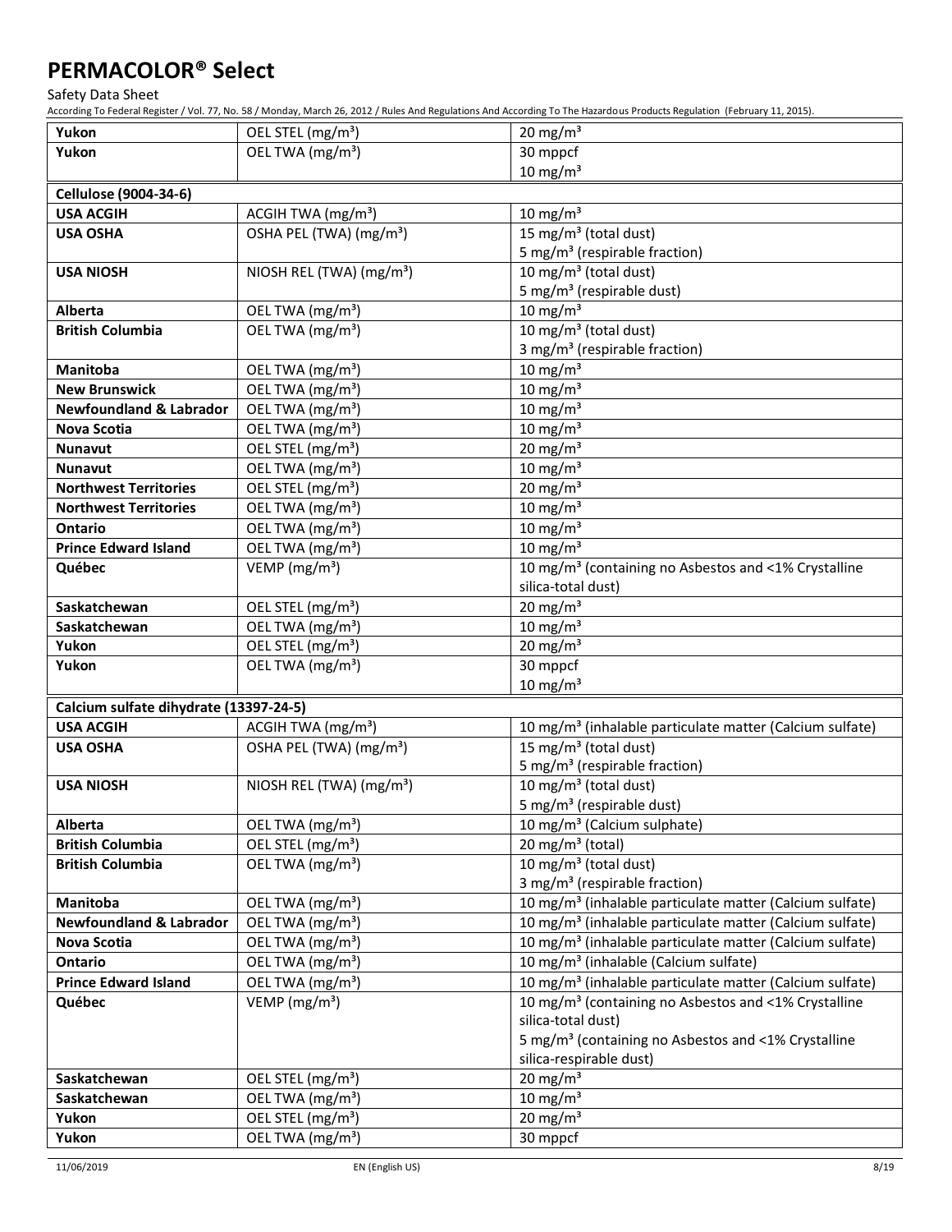| Yukon | OEL STEL (mg/m³) | 20 mg/m³ |
|---|---|---|
| Yukon | OEL TWA (mg/m³) | 30 mppcf<br>10 mg/m³ |
| **Cellulose (9004-34-6)** | | |
| USA ACGIH | ACGIH TWA (mg/m³) | 10 mg/m³ |
| USA OSHA | OSHA PEL (TWA) (mg/m³) | 15 mg/m³ (total dust)<br>5 mg/m³ (respirable fraction) |
| USA NIOSH | NIOSH REL (TWA) (mg/m³) | 10 mg/m³ (total dust)<br>5 mg/m³ (respirable dust) |
| Alberta | OEL TWA (mg/m³) | 10 mg/m³ |
| British Columbia | OEL TWA (mg/m³) | 10 mg/m³ (total dust)<br>3 mg/m³ (respirable fraction) |
| Manitoba | OEL TWA (mg/m³) | 10 mg/m³ |
| New Brunswick | OEL TWA (mg/m³) | 10 mg/m³ |
| Newfoundland & Labrador | OEL TWA (mg/m³) | 10 mg/m³ |
| Nova Scotia | OEL TWA (mg/m³) | 10 mg/m³ |
| Nunavut | OEL STEL (mg/m³) | 20 mg/m³ |
| Nunavut | OEL TWA (mg/m³) | 10 mg/m³ |
| Northwest Territories | OEL STEL (mg/m³) | 20 mg/m³ |
| Northwest Territories | OEL TWA (mg/m³) | 10 mg/m³ |
| Ontario | OEL TWA (mg/m³) | 10 mg/m³ |
| Prince Edward Island | OEL TWA (mg/m³) | 10 mg/m³ |
| Québec | VEMP (mg/m³) | 10 mg/m³ (containing no Asbestos and <1% Crystalline silica-total dust) |
| Saskatchewan | OEL STEL (mg/m³) | 20 mg/m³ |
| Saskatchewan | OEL TWA (mg/m³) | 10 mg/m³ |
| Yukon | OEL STEL (mg/m³) | 20 mg/m³ |
| Yukon | OEL TWA (mg/m³) | 30 mppcf<br>10 mg/m³ |
| **Calcium sulfate dihydrate (13397-24-5)** | | |
| USA ACGIH | ACGIH TWA (mg/m³) | 10 mg/m³ (inhalable particulate matter (Calcium sulfate) |
| USA OSHA | OSHA PEL (TWA) (mg/m³) | 15 mg/m³ (total dust)<br>5 mg/m³ (respirable fraction) |
| USA NIOSH | NIOSH REL (TWA) (mg/m³) | 10 mg/m³ (total dust)<br>5 mg/m³ (respirable dust) |
| Alberta | OEL TWA (mg/m³) | 10 mg/m³ (Calcium sulphate) |
| British Columbia | OEL STEL (mg/m³) | 20 mg/m³ (total) |
| British Columbia | OEL TWA (mg/m³) | 10 mg/m³ (total dust)<br>3 mg/m³ (respirable fraction) |
| Manitoba | OEL TWA (mg/m³) | 10 mg/m³ (inhalable particulate matter (Calcium sulfate) |
| Newfoundland & Labrador | OEL TWA (mg/m³) | 10 mg/m³ (inhalable particulate matter (Calcium sulfate) |
| Nova Scotia | OEL TWA (mg/m³) | 10 mg/m³ (inhalable particulate matter (Calcium sulfate) |
| Ontario | OEL TWA (mg/m³) | 10 mg/m³ (inhalable (Calcium sulfate) |
| Prince Edward Island | OEL TWA (mg/m³) | 10 mg/m³ (inhalable particulate matter (Calcium sulfate) |
| Québec | VEMP (mg/m³) | 10 mg/m³ (containing no Asbestos and <1% Crystalline silica-total dust)<br>5 mg/m³ (containing no Asbestos and <1% Crystalline silica-respirable dust) |
| Saskatchewan | OEL STEL (mg/m³) | 20 mg/m³ |
| Saskatchewan | OEL TWA (mg/m³) | 10 mg/m³ |
| Yukon | OEL STEL (mg/m³) | 20 mg/m³ |
| Yukon | OEL TWA (mg/m³) | 30 mppcf |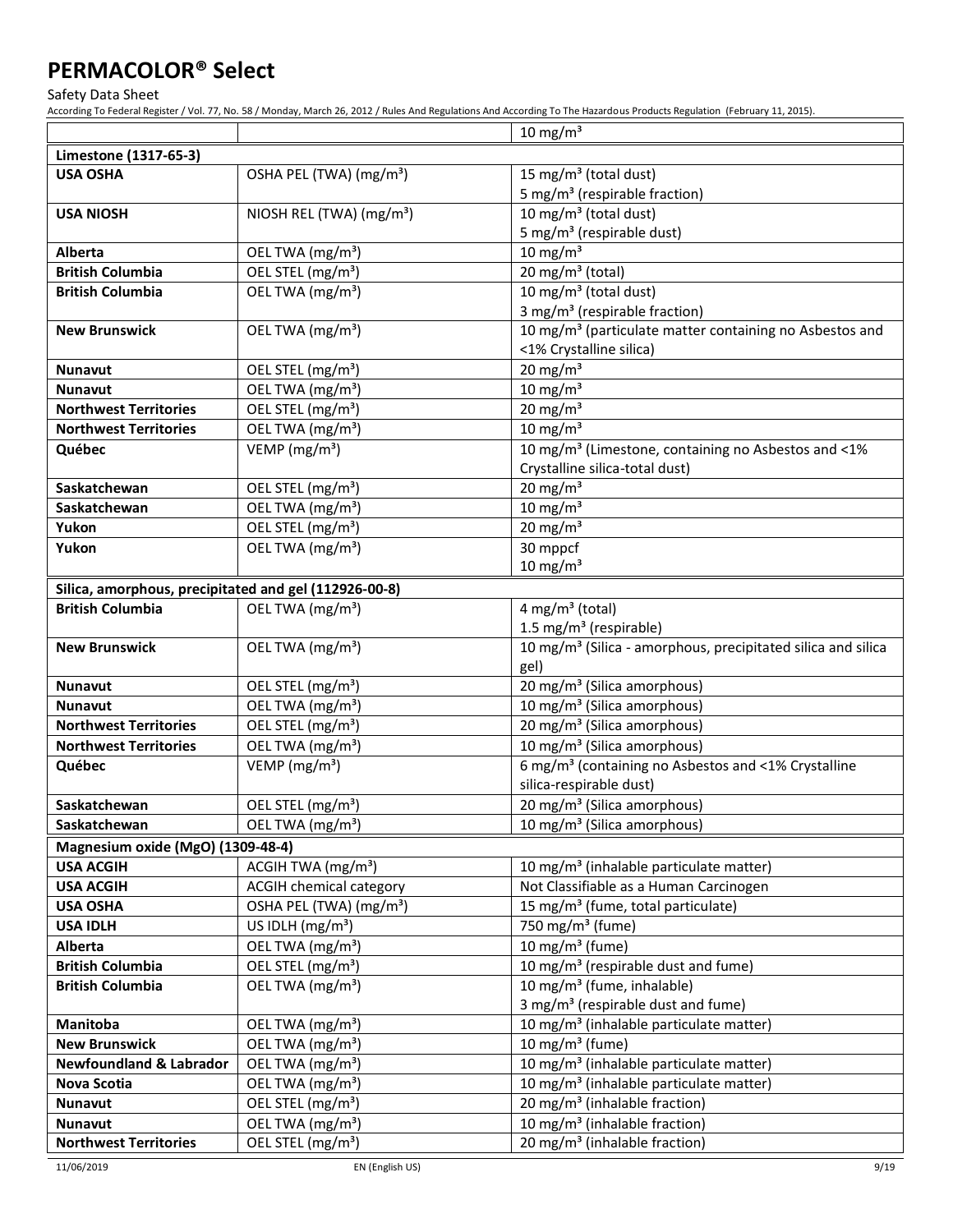|  |  | 10 mg/m³ |
|---|---|---|
| **Limestone (1317-65-3)** | | |
| **USA OSHA** | OSHA PEL (TWA) (mg/m³) | 15 mg/m³ (total dust)<br>5 mg/m³ (respirable fraction) |
| **USA NIOSH** | NIOSH REL (TWA) (mg/m³) | 10 mg/m³ (total dust)<br>5 mg/m³ (respirable dust) |
| **Alberta** | OEL TWA (mg/m³) | 10 mg/m³ |
| **British Columbia** | OEL STEL (mg/m³) | 20 mg/m³ (total) |
| **British Columbia** | OEL TWA (mg/m³) | 10 mg/m³ (total dust)<br>3 mg/m³ (respirable fraction) |
| **New Brunswick** | OEL TWA (mg/m³) | 10 mg/m³ (particulate matter containing no Asbestos and <1% Crystalline silica) |
| **Nunavut** | OEL STEL (mg/m³) | 20 mg/m³ |
| **Nunavut** | OEL TWA (mg/m³) | 10 mg/m³ |
| **Northwest Territories** | OEL STEL (mg/m³) | 20 mg/m³ |
| **Northwest Territories** | OEL TWA (mg/m³) | 10 mg/m³ |
| **Québec** | VEMP (mg/m³) | 10 mg/m³ (Limestone, containing no Asbestos and <1% Crystalline silica-total dust) |
| **Saskatchewan** | OEL STEL (mg/m³) | 20 mg/m³ |
| **Saskatchewan** | OEL TWA (mg/m³) | 10 mg/m³ |
| **Yukon** | OEL STEL (mg/m³) | 20 mg/m³ |
| **Yukon** | OEL TWA (mg/m³) | 30 mppcf<br>10 mg/m³ |
| **Silica, amorphous, precipitated and gel (112926-00-8)** | | |
| **British Columbia** | OEL TWA (mg/m³) | 4 mg/m³ (total)<br>1.5 mg/m³ (respirable) |
| **New Brunswick** | OEL TWA (mg/m³) | 10 mg/m³ (Silica - amorphous, precipitated silica and silica gel) |
| **Nunavut** | OEL STEL (mg/m³) | 20 mg/m³ (Silica amorphous) |
| **Nunavut** | OEL TWA (mg/m³) | 10 mg/m³ (Silica amorphous) |
| **Northwest Territories** | OEL STEL (mg/m³) | 20 mg/m³ (Silica amorphous) |
| **Northwest Territories** | OEL TWA (mg/m³) | 10 mg/m³ (Silica amorphous) |
| **Québec** | VEMP (mg/m³) | 6 mg/m³ (containing no Asbestos and <1% Crystalline silica-respirable dust) |
| **Saskatchewan** | OEL STEL (mg/m³) | 20 mg/m³ (Silica amorphous) |
| **Saskatchewan** | OEL TWA (mg/m³) | 10 mg/m³ (Silica amorphous) |
| **Magnesium oxide (MgO) (1309-48-4)** | | |
| **USA ACGIH** | ACGIH TWA (mg/m³) | 10 mg/m³ (inhalable particulate matter) |
| **USA ACGIH** | ACGIH chemical category | Not Classifiable as a Human Carcinogen |
| **USA OSHA** | OSHA PEL (TWA) (mg/m³) | 15 mg/m³ (fume, total particulate) |
| **USA IDLH** | US IDLH (mg/m³) | 750 mg/m³ (fume) |
| **Alberta** | OEL TWA (mg/m³) | 10 mg/m³ (fume) |
| **British Columbia** | OEL STEL (mg/m³) | 10 mg/m³ (respirable dust and fume) |
| **British Columbia** | OEL TWA (mg/m³) | 10 mg/m³ (fume, inhalable)<br>3 mg/m³ (respirable dust and fume) |
| **Manitoba** | OEL TWA (mg/m³) | 10 mg/m³ (inhalable particulate matter) |
| **New Brunswick** | OEL TWA (mg/m³) | 10 mg/m³ (fume) |
| **Newfoundland & Labrador** | OEL TWA (mg/m³) | 10 mg/m³ (inhalable particulate matter) |
| **Nova Scotia** | OEL TWA (mg/m³) | 10 mg/m³ (inhalable particulate matter) |
| **Nunavut** | OEL STEL (mg/m³) | 20 mg/m³ (inhalable fraction) |
| **Nunavut** | OEL TWA (mg/m³) | 10 mg/m³ (inhalable fraction) |
| **Northwest Territories** | OEL STEL (mg/m³) | 20 mg/m³ (inhalable fraction) |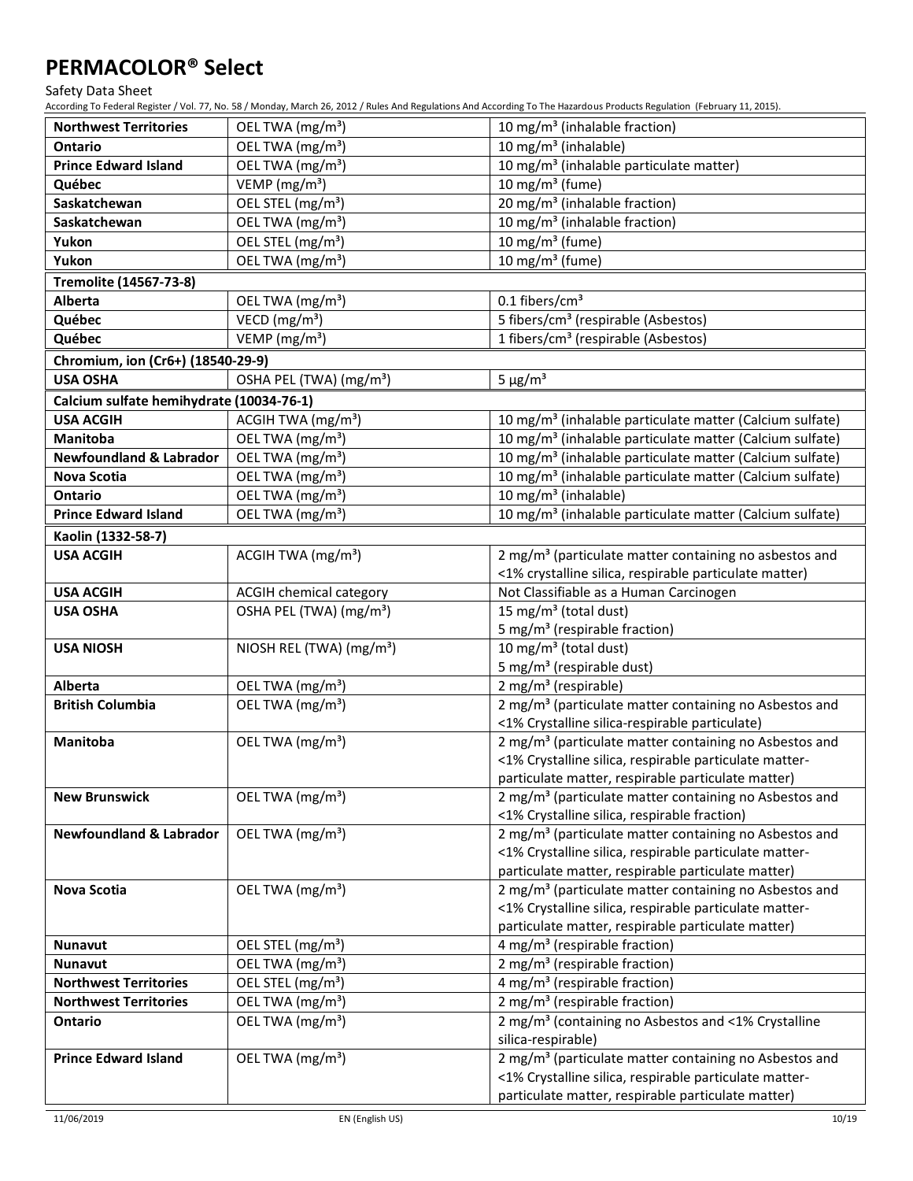| | | |
|---|---|---|
| **Northwest Territories** | OEL TWA (mg/m³) | 10 mg/m³ (inhalable fraction) |
| **Ontario** | OEL TWA (mg/m³) | 10 mg/m³ (inhalable) |
| **Prince Edward Island** | OEL TWA (mg/m³) | 10 mg/m³ (inhalable particulate matter) |
| **Québec** | VEMP (mg/m³) | 10 mg/m³ (fume) |
| **Saskatchewan** | OEL STEL (mg/m³) | 20 mg/m³ (inhalable fraction) |
| **Saskatchewan** | OEL TWA (mg/m³) | 10 mg/m³ (inhalable fraction) |
| **Yukon** | OEL STEL (mg/m³) | 10 mg/m³ (fume) |
| **Yukon** | OEL TWA (mg/m³) | 10 mg/m³ (fume) |
| **Tremolite (14567-73-8)** | | |
| **Alberta** | OEL TWA (mg/m³) | 0.1 fibers/cm³ |
| **Québec** | VECD (mg/m³) | 5 fibers/cm³ (respirable (Asbestos) |
| **Québec** | VEMP (mg/m³) | 1 fibers/cm³ (respirable (Asbestos) |
| **Chromium, ion (Cr6+) (18540-29-9)** | | |
| **USA OSHA** | OSHA PEL (TWA) (mg/m³) | 5 µg/m³ |
| **Calcium sulfate hemihydrate (10034-76-1)** | | |
| **USA ACGIH** | ACGIH TWA (mg/m³) | 10 mg/m³ (inhalable particulate matter (Calcium sulfate) |
| **Manitoba** | OEL TWA (mg/m³) | 10 mg/m³ (inhalable particulate matter (Calcium sulfate) |
| **Newfoundland & Labrador** | OEL TWA (mg/m³) | 10 mg/m³ (inhalable particulate matter (Calcium sulfate) |
| **Nova Scotia** | OEL TWA (mg/m³) | 10 mg/m³ (inhalable particulate matter (Calcium sulfate) |
| **Ontario** | OEL TWA (mg/m³) | 10 mg/m³ (inhalable) |
| **Prince Edward Island** | OEL TWA (mg/m³) | 10 mg/m³ (inhalable particulate matter (Calcium sulfate) |
| **Kaolin (1332-58-7)** | | |
| **USA ACGIH** | ACGIH TWA (mg/m³) | 2 mg/m³ (particulate matter containing no asbestos and <1% crystalline silica, respirable particulate matter) |
| **USA ACGIH** | ACGIH chemical category | Not Classifiable as a Human Carcinogen |
| **USA OSHA** | OSHA PEL (TWA) (mg/m³) | 15 mg/m³ (total dust)<br>5 mg/m³ (respirable fraction) |
| **USA NIOSH** | NIOSH REL (TWA) (mg/m³) | 10 mg/m³ (total dust)<br>5 mg/m³ (respirable dust) |
| **Alberta** | OEL TWA (mg/m³) | 2 mg/m³ (respirable) |
| **British Columbia** | OEL TWA (mg/m³) | 2 mg/m³ (particulate matter containing no Asbestos and <1% Crystalline silica-respirable particulate) |
| **Manitoba** | OEL TWA (mg/m³) | 2 mg/m³ (particulate matter containing no Asbestos and <1% Crystalline silica, respirable particulate matter-particulate matter, respirable particulate matter) |
| **New Brunswick** | OEL TWA (mg/m³) | 2 mg/m³ (particulate matter containing no Asbestos and <1% Crystalline silica, respirable fraction) |
| **Newfoundland & Labrador** | OEL TWA (mg/m³) | 2 mg/m³ (particulate matter containing no Asbestos and <1% Crystalline silica, respirable particulate matter-particulate matter, respirable particulate matter) |
| **Nova Scotia** | OEL TWA (mg/m³) | 2 mg/m³ (particulate matter containing no Asbestos and <1% Crystalline silica, respirable particulate matter-particulate matter, respirable particulate matter) |
| **Nunavut** | OEL STEL (mg/m³) | 4 mg/m³ (respirable fraction) |
| **Nunavut** | OEL TWA (mg/m³) | 2 mg/m³ (respirable fraction) |
| **Northwest Territories** | OEL STEL (mg/m³) | 4 mg/m³ (respirable fraction) |
| **Northwest Territories** | OEL TWA (mg/m³) | 2 mg/m³ (respirable fraction) |
| **Ontario** | OEL TWA (mg/m³) | 2 mg/m³ (containing no Asbestos and <1% Crystalline silica-respirable) |
| **Prince Edward Island** | OEL TWA (mg/m³) | 2 mg/m³ (particulate matter containing no Asbestos and <1% Crystalline silica, respirable particulate matter-particulate matter, respirable particulate matter) |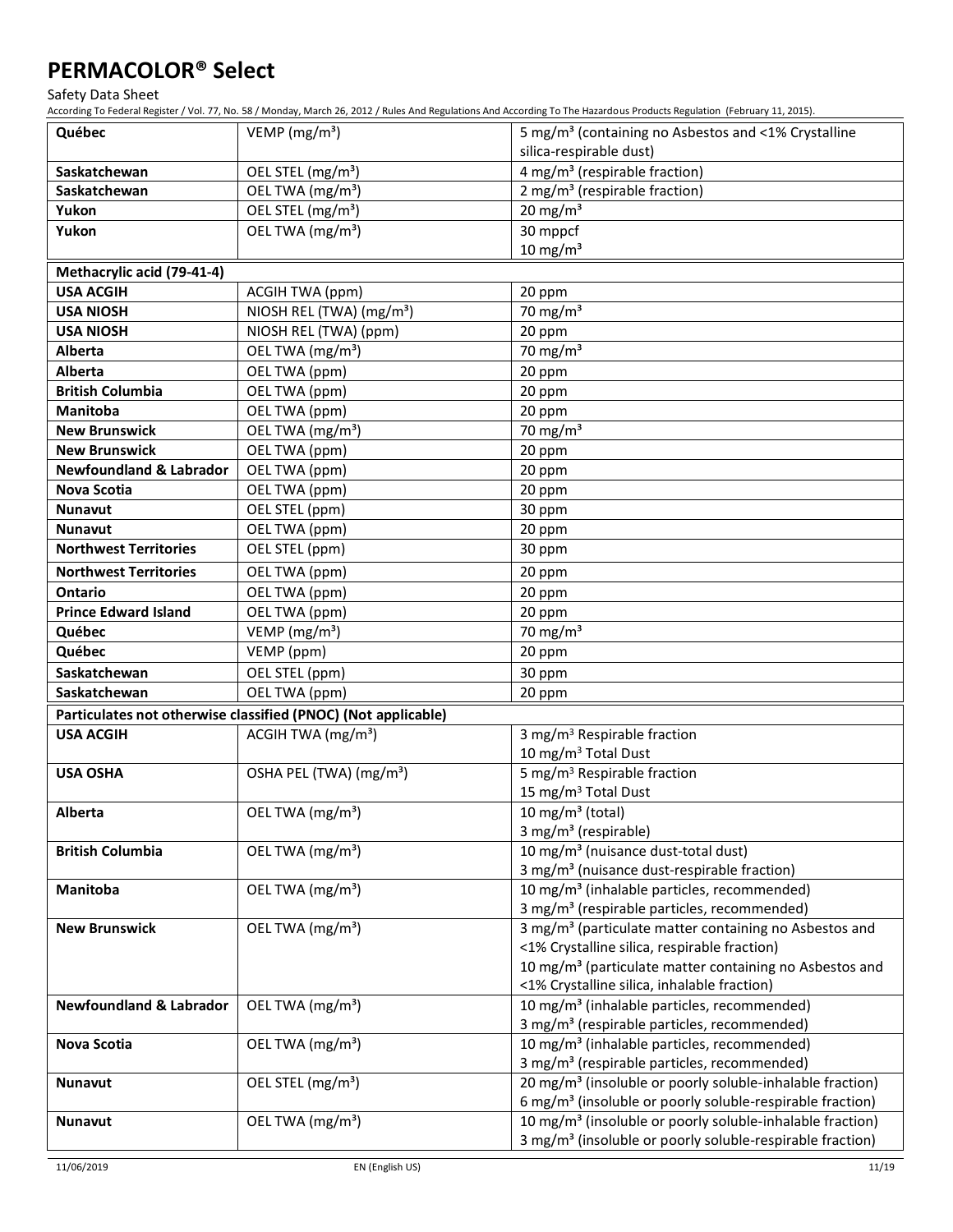| Québec | VEMP (mg/m³) | 5 mg/m³ (containing no Asbestos and <1% Crystalline silica-respirable dust) |
|---|---|---|
| Saskatchewan | OEL STEL (mg/m³) | 4 mg/m³ (respirable fraction) |
| Saskatchewan | OEL TWA (mg/m³) | 2 mg/m³ (respirable fraction) |
| Yukon | OEL STEL (mg/m³) | 20 mg/m³ |
| Yukon | OEL TWA (mg/m³) | 30 mppcf<br>10 mg/m³ |
| **Methacrylic acid (79-41-4)** | | |
| USA ACGIH | ACGIH TWA (ppm) | 20 ppm |
| USA NIOSH | NIOSH REL (TWA) (mg/m³) | 70 mg/m³ |
| USA NIOSH | NIOSH REL (TWA) (ppm) | 20 ppm |
| Alberta | OEL TWA (mg/m³) | 70 mg/m³ |
| Alberta | OEL TWA (ppm) | 20 ppm |
| British Columbia | OEL TWA (ppm) | 20 ppm |
| Manitoba | OEL TWA (ppm) | 20 ppm |
| New Brunswick | OEL TWA (mg/m³) | 70 mg/m³ |
| New Brunswick | OEL TWA (ppm) | 20 ppm |
| Newfoundland & Labrador | OEL TWA (ppm) | 20 ppm |
| Nova Scotia | OEL TWA (ppm) | 20 ppm |
| Nunavut | OEL STEL (ppm) | 30 ppm |
| Nunavut | OEL TWA (ppm) | 20 ppm |
| Northwest Territories | OEL STEL (ppm) | 30 ppm |
| Northwest Territories | OEL TWA (ppm) | 20 ppm |
| Ontario | OEL TWA (ppm) | 20 ppm |
| Prince Edward Island | OEL TWA (ppm) | 20 ppm |
| Québec | VEMP (mg/m³) | 70 mg/m³ |
| Québec | VEMP (ppm) | 20 ppm |
| Saskatchewan | OEL STEL (ppm) | 30 ppm |
| Saskatchewan | OEL TWA (ppm) | 20 ppm |
| **Particulates not otherwise classified (PNOC) (Not applicable)** | | |
| USA ACGIH | ACGIH TWA (mg/m³) | 3 mg/m³ Respirable fraction<br>10 mg/m³ Total Dust |
| USA OSHA | OSHA PEL (TWA) (mg/m³) | 5 mg/m³ Respirable fraction<br>15 mg/m³ Total Dust |
| Alberta | OEL TWA (mg/m³) | 10 mg/m³ (total)<br>3 mg/m³ (respirable) |
| British Columbia | OEL TWA (mg/m³) | 10 mg/m³ (nuisance dust-total dust)<br>3 mg/m³ (nuisance dust-respirable fraction) |
| Manitoba | OEL TWA (mg/m³) | 10 mg/m³ (inhalable particles, recommended)<br>3 mg/m³ (respirable particles, recommended) |
| New Brunswick | OEL TWA (mg/m³) | 3 mg/m³ (particulate matter containing no Asbestos and <1% Crystalline silica, respirable fraction)<br>10 mg/m³ (particulate matter containing no Asbestos and <1% Crystalline silica, inhalable fraction) |
| Newfoundland & Labrador | OEL TWA (mg/m³) | 10 mg/m³ (inhalable particles, recommended)<br>3 mg/m³ (respirable particles, recommended) |
| Nova Scotia | OEL TWA (mg/m³) | 10 mg/m³ (inhalable particles, recommended)<br>3 mg/m³ (respirable particles, recommended) |
| Nunavut | OEL STEL (mg/m³) | 20 mg/m³ (insoluble or poorly soluble-inhalable fraction)<br>6 mg/m³ (insoluble or poorly soluble-respirable fraction) |
| Nunavut | OEL TWA (mg/m³) | 10 mg/m³ (insoluble or poorly soluble-inhalable fraction)<br>3 mg/m³ (insoluble or poorly soluble-respirable fraction) |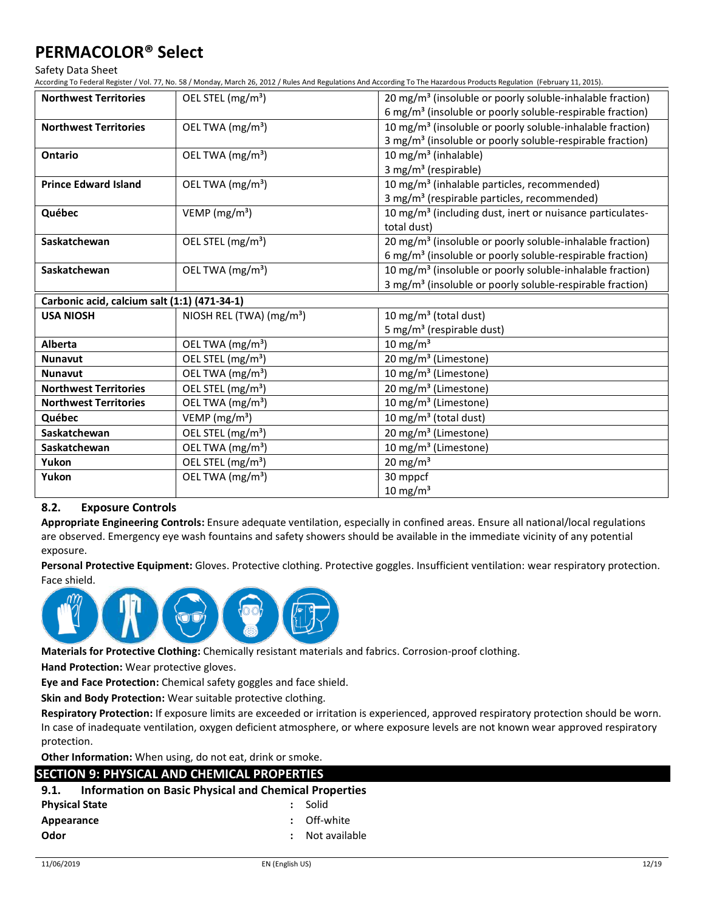| | | |
|---|---|---|
| **Northwest Territories** | OEL STEL (mg/m³) | 20 mg/m³ (insoluble or poorly soluble-inhalable fraction) 6 mg/m³ (insoluble or poorly soluble-respirable fraction) |
| **Northwest Territories** | OEL TWA (mg/m³) | 10 mg/m³ (insoluble or poorly soluble-inhalable fraction) 3 mg/m³ (insoluble or poorly soluble-respirable fraction) |
| **Ontario** | OEL TWA (mg/m³) | 10 mg/m³ (inhalable) 3 mg/m³ (respirable) |
| **Prince Edward Island** | OEL TWA (mg/m³) | 10 mg/m³ (inhalable particles, recommended) 3 mg/m³ (respirable particles, recommended) |
| **Québec** | VEMP (mg/m³) | 10 mg/m³ (including dust, inert or nuisance particulates-total dust) |
| **Saskatchewan** | OEL STEL (mg/m³) | 20 mg/m³ (insoluble or poorly soluble-inhalable fraction) 6 mg/m³ (insoluble or poorly soluble-respirable fraction) |
| **Saskatchewan** | OEL TWA (mg/m³) | 10 mg/m³ (insoluble or poorly soluble-inhalable fraction) 3 mg/m³ (insoluble or poorly soluble-respirable fraction) |

| **Carbonic acid, calcium salt (1:1) (471-34-1)** | | |
|---|---|---|
| **USA NIOSH** | NIOSH REL (TWA) (mg/m³) | 10 mg/m³ (total dust) 5 mg/m³ (respirable dust) |
| **Alberta** | OEL TWA (mg/m³) | 10 mg/m³ |
| **Nunavut** | OEL STEL (mg/m³) | 20 mg/m³ (Limestone) |
| **Nunavut** | OEL TWA (mg/m³) | 10 mg/m³ (Limestone) |
| **Northwest Territories** | OEL STEL (mg/m³) | 20 mg/m³ (Limestone) |
| **Northwest Territories** | OEL TWA (mg/m³) | 10 mg/m³ (Limestone) |
| **Québec** | VEMP (mg/m³) | 10 mg/m³ (total dust) |
| **Saskatchewan** | OEL STEL (mg/m³) | 20 mg/m³ (Limestone) |
| **Saskatchewan** | OEL TWA (mg/m³) | 10 mg/m³ (Limestone) |
| **Yukon** | OEL STEL (mg/m³) | 20 mg/m³ |
| **Yukon** | OEL TWA (mg/m³) | 30 mppcf 10 mg/m³ |

### 8.2. Exposure Controls

**Appropriate Engineering Controls:** Ensure adequate ventilation, especially in confined areas. Ensure all national/local regulations are observed. Emergency eye wash fountains and safety showers should be available in the immediate vicinity of any potential exposure.

**Personal Protective Equipment:** Gloves. Protective clothing. Protective goggles. Insufficient ventilation: wear respiratory protection. Face shield.

**Materials for Protective Clothing:** Chemically resistant materials and fabrics. Corrosion-proof clothing.

**Hand Protection:** Wear protective gloves.

**Eye and Face Protection:** Chemical safety goggles and face shield.

**Skin and Body Protection:** Wear suitable protective clothing.

**Respiratory Protection:** If exposure limits are exceeded or irritation is experienced, approved respiratory protection should be worn. In case of inadequate ventilation, oxygen deficient atmosphere, or where exposure levels are not known wear approved respiratory protection.

**Other Information:** When using, do not eat, drink or smoke.

## SECTION 9: PHYSICAL AND CHEMICAL PROPERTIES

### 9.1. Information on Basic Physical and Chemical Properties

| | | |
|---|---|---|
| **Physical State** | : | Solid |
| **Appearance** | : | Off-white |
| **Odor** | : | Not available |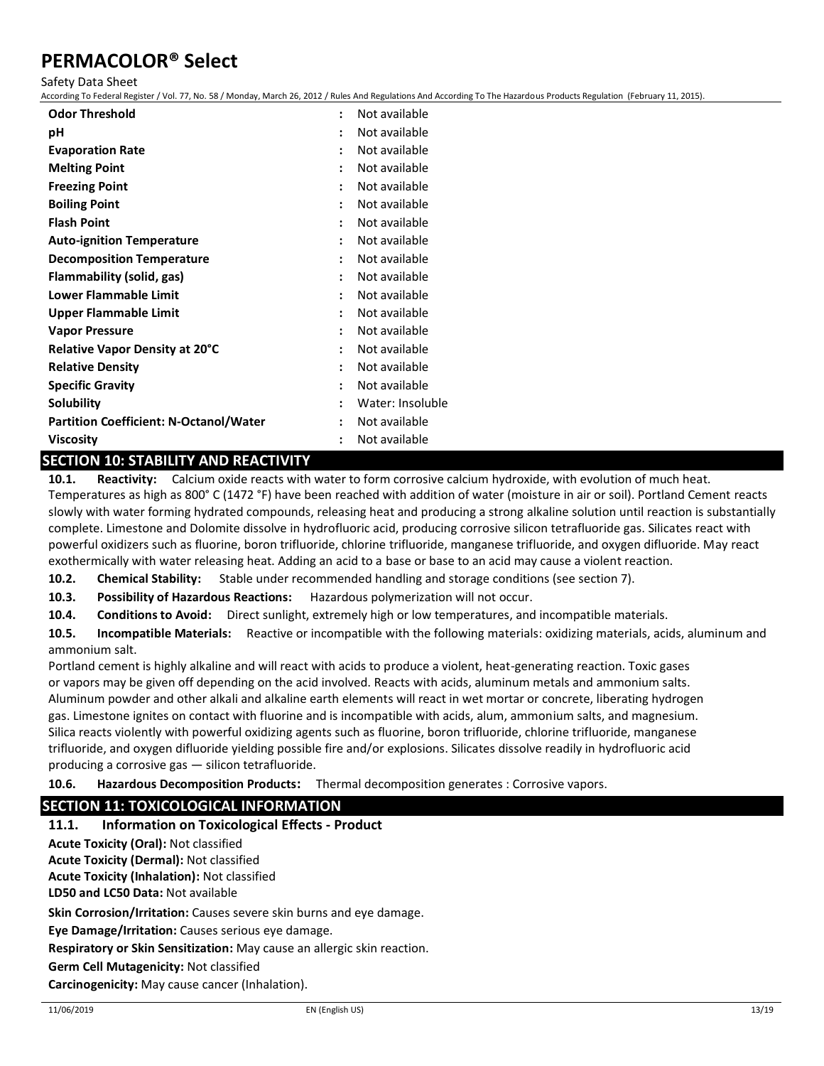| | |
|---|---|
| **Odor Threshold** | Not available |
| **pH** | Not available |
| **Evaporation Rate** | Not available |
| **Melting Point** | Not available |
| **Freezing Point** | Not available |
| **Boiling Point** | Not available |
| **Flash Point** | Not available |
| **Auto-ignition Temperature** | Not available |
| **Decomposition Temperature** | Not available |
| **Flammability (solid, gas)** | Not available |
| **Lower Flammable Limit** | Not available |
| **Upper Flammable Limit** | Not available |
| **Vapor Pressure** | Not available |
| **Relative Vapor Density at 20°C** | Not available |
| **Relative Density** | Not available |
| **Specific Gravity** | Not available |
| **Solubility** | Water: Insoluble |
| **Partition Coefficient: N-Octanol/Water** | Not available |
| **Viscosity** | Not available |

## SECTION 10: STABILITY AND REACTIVITY

**10.1. Reactivity:** Calcium oxide reacts with water to form corrosive calcium hydroxide, with evolution of much heat. Temperatures as high as 800° C (1472 °F) have been reached with addition of water (moisture in air or soil). Portland Cement reacts slowly with water forming hydrated compounds, releasing heat and producing a strong alkaline solution until reaction is substantially complete. Limestone and Dolomite dissolve in hydrofluoric acid, producing corrosive silicon tetrafluoride gas. Silicates react with powerful oxidizers such as fluorine, boron trifluoride, chlorine trifluoride, manganese trifluoride, and oxygen difluoride. May react exothermically with water releasing heat. Adding an acid to a base or base to an acid may cause a violent reaction.

**10.2. Chemical Stability:** Stable under recommended handling and storage conditions (see section 7).

**10.3. Possibility of Hazardous Reactions:** Hazardous polymerization will not occur.

**10.4. Conditions to Avoid:** Direct sunlight, extremely high or low temperatures, and incompatible materials.

**10.5. Incompatible Materials:** Reactive or incompatible with the following materials: oxidizing materials, acids, aluminum and ammonium salt.

Portland cement is highly alkaline and will react with acids to produce a violent, heat-generating reaction. Toxic gases or vapors may be given off depending on the acid involved. Reacts with acids, aluminum metals and ammonium salts. Aluminum powder and other alkali and alkaline earth elements will react in wet mortar or concrete, liberating hydrogen gas. Limestone ignites on contact with fluorine and is incompatible with acids, alum, ammonium salts, and magnesium. Silica reacts violently with powerful oxidizing agents such as fluorine, boron trifluoride, chlorine trifluoride, manganese trifluoride, and oxygen difluoride yielding possible fire and/or explosions. Silicates dissolve readily in hydrofluoric acid producing a corrosive gas — silicon tetrafluoride.

**10.6. Hazardous Decomposition Products:** Thermal decomposition generates : Corrosive vapors.

## SECTION 11: TOXICOLOGICAL INFORMATION

### 11.1. Information on Toxicological Effects - Product

**Acute Toxicity (Oral):** Not classified

**Acute Toxicity (Dermal):** Not classified

**Acute Toxicity (Inhalation):** Not classified

**LD50 and LC50 Data:** Not available

**Skin Corrosion/Irritation:** Causes severe skin burns and eye damage.

**Eye Damage/Irritation:** Causes serious eye damage.

**Respiratory or Skin Sensitization:** May cause an allergic skin reaction.

**Germ Cell Mutagenicity:** Not classified

**Carcinogenicity:** May cause cancer (Inhalation).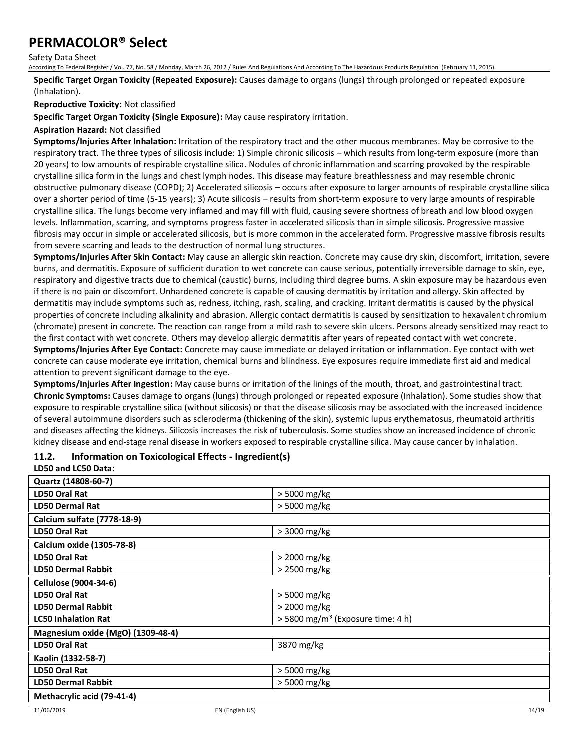**Specific Target Organ Toxicity (Repeated Exposure):** Causes damage to organs (lungs) through prolonged or repeated exposure (Inhalation).

**Reproductive Toxicity:** Not classified

**Specific Target Organ Toxicity (Single Exposure):** May cause respiratory irritation.

**Aspiration Hazard:** Not classified

**Symptoms/Injuries After Inhalation:** Irritation of the respiratory tract and the other mucous membranes. May be corrosive to the respiratory tract. The three types of silicosis include: 1) Simple chronic silicosis – which results from long-term exposure (more than 20 years) to low amounts of respirable crystalline silica. Nodules of chronic inflammation and scarring provoked by the respirable crystalline silica form in the lungs and chest lymph nodes. This disease may feature breathlessness and may resemble chronic obstructive pulmonary disease (COPD); 2) Accelerated silicosis – occurs after exposure to larger amounts of respirable crystalline silica over a shorter period of time (5-15 years); 3) Acute silicosis – results from short-term exposure to very large amounts of respirable crystalline silica. The lungs become very inflamed and may fill with fluid, causing severe shortness of breath and low blood oxygen levels. Inflammation, scarring, and symptoms progress faster in accelerated silicosis than in simple silicosis. Progressive massive fibrosis may occur in simple or accelerated silicosis, but is more common in the accelerated form. Progressive massive fibrosis results from severe scarring and leads to the destruction of normal lung structures.

**Symptoms/Injuries After Skin Contact:** May cause an allergic skin reaction. Concrete may cause dry skin, discomfort, irritation, severe burns, and dermatitis. Exposure of sufficient duration to wet concrete can cause serious, potentially irreversible damage to skin, eye, respiratory and digestive tracts due to chemical (caustic) burns, including third degree burns. A skin exposure may be hazardous even if there is no pain or discomfort. Unhardened concrete is capable of causing dermatitis by irritation and allergy. Skin affected by dermatitis may include symptoms such as, redness, itching, rash, scaling, and cracking. Irritant dermatitis is caused by the physical properties of concrete including alkalinity and abrasion. Allergic contact dermatitis is caused by sensitization to hexavalent chromium (chromate) present in concrete. The reaction can range from a mild rash to severe skin ulcers. Persons already sensitized may react to the first contact with wet concrete. Others may develop allergic dermatitis after years of repeated contact with wet concrete.

**Symptoms/Injuries After Eye Contact:** Concrete may cause immediate or delayed irritation or inflammation. Eye contact with wet concrete can cause moderate eye irritation, chemical burns and blindness. Eye exposures require immediate first aid and medical attention to prevent significant damage to the eye.

**Symptoms/Injuries After Ingestion:** May cause burns or irritation of the linings of the mouth, throat, and gastrointestinal tract.

**Chronic Symptoms:** Causes damage to organs (lungs) through prolonged or repeated exposure (Inhalation). Some studies show that exposure to respirable crystalline silica (without silicosis) or that the disease silicosis may be associated with the increased incidence of several autoimmune disorders such as scleroderma (thickening of the skin), systemic lupus erythematosus, rheumatoid arthritis and diseases affecting the kidneys. Silicosis increases the risk of tuberculosis. Some studies show an increased incidence of chronic kidney disease and end-stage renal disease in workers exposed to respirable crystalline silica. May cause cancer by inhalation.

## 11.2. Information on Toxicological Effects - Ingredient(s)

**LD50 and LC50 Data:**

| **Quartz (14808-60-7)** | |
|---|---|
| **LD50 Oral Rat** | > 5000 mg/kg |
| **LD50 Dermal Rat** | > 5000 mg/kg |
| **Calcium sulfate (7778-18-9)** | |
| **LD50 Oral Rat** | > 3000 mg/kg |
| **Calcium oxide (1305-78-8)** | |
| **LD50 Oral Rat** | > 2000 mg/kg |
| **LD50 Dermal Rabbit** | > 2500 mg/kg |
| **Cellulose (9004-34-6)** | |
| **LD50 Oral Rat** | > 5000 mg/kg |
| **LD50 Dermal Rabbit** | > 2000 mg/kg |
| **LC50 Inhalation Rat** | > 5800 mg/m³ (Exposure time: 4 h) |
| **Magnesium oxide (MgO) (1309-48-4)** | |
| **LD50 Oral Rat** | 3870 mg/kg |
| **Kaolin (1332-58-7)** | |
| **LD50 Oral Rat** | > 5000 mg/kg |
| **LD50 Dermal Rabbit** | > 5000 mg/kg |
| **Methacrylic acid (79-41-4)** | |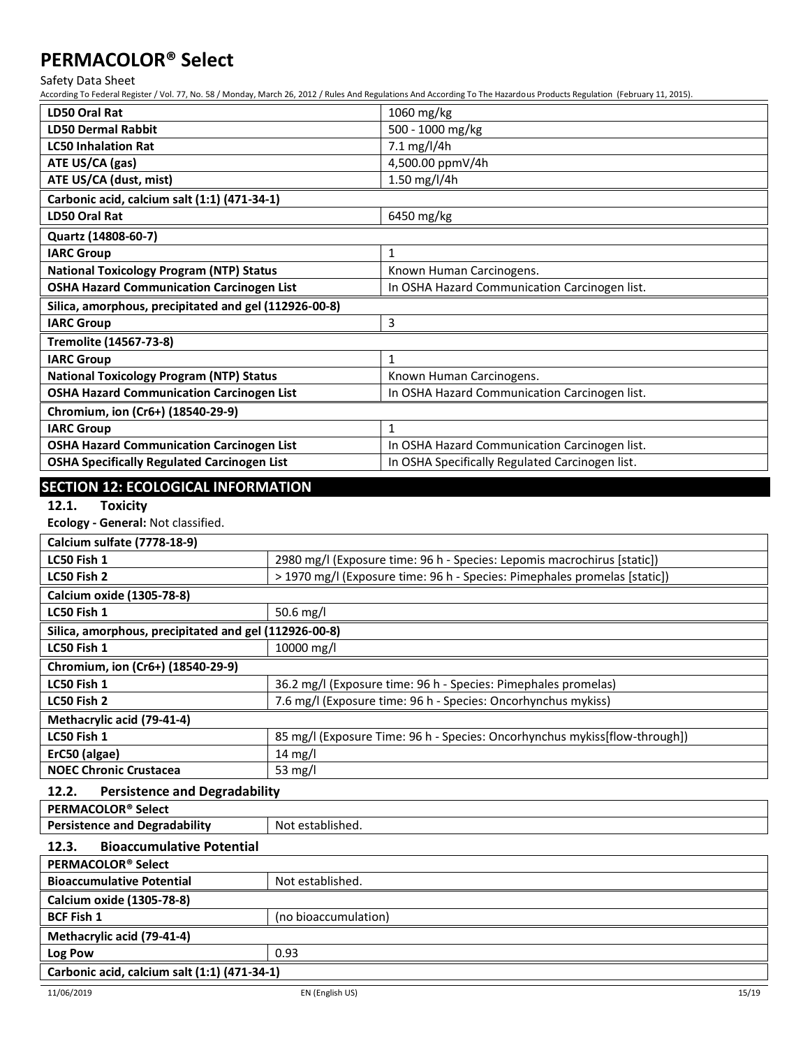| LD50 Oral Rat | 1060 mg/kg |
|---|---|
| LD50 Dermal Rabbit | 500 - 1000 mg/kg |
| LC50 Inhalation Rat | 7.1 mg/l/4h |
| ATE US/CA (gas) | 4,500.00 ppmV/4h |
| ATE US/CA (dust, mist) | 1.50 mg/l/4h |
| **Carbonic acid, calcium salt (1:1) (471-34-1)** | |
| LD50 Oral Rat | 6450 mg/kg |
| **Quartz (14808-60-7)** | |
| IARC Group | 1 |
| National Toxicology Program (NTP) Status | Known Human Carcinogens. |
| OSHA Hazard Communication Carcinogen List | In OSHA Hazard Communication Carcinogen list. |
| **Silica, amorphous, precipitated and gel (112926-00-8)** | |
| IARC Group | 3 |
| **Tremolite (14567-73-8)** | |
| IARC Group | 1 |
| National Toxicology Program (NTP) Status | Known Human Carcinogens. |
| OSHA Hazard Communication Carcinogen List | In OSHA Hazard Communication Carcinogen list. |
| **Chromium, ion (Cr6+) (18540-29-9)** | |
| IARC Group | 1 |
| OSHA Hazard Communication Carcinogen List | In OSHA Hazard Communication Carcinogen list. |
| OSHA Specifically Regulated Carcinogen List | In OSHA Specifically Regulated Carcinogen list. |

## SECTION 12: ECOLOGICAL INFORMATION

### 12.1. Toxicity

**Ecology - General:** Not classified.

| Calcium sulfate (7778-18-9) | |
|---|---|
| LC50 Fish 1 | 2980 mg/l (Exposure time: 96 h - Species: Lepomis macrochirus [static]) |
| LC50 Fish 2 | > 1970 mg/l (Exposure time: 96 h - Species: Pimephales promelas [static]) |
| **Calcium oxide (1305-78-8)** | |
| LC50 Fish 1 | 50.6 mg/l |
| **Silica, amorphous, precipitated and gel (112926-00-8)** | |
| LC50 Fish 1 | 10000 mg/l |
| **Chromium, ion (Cr6+) (18540-29-9)** | |
| LC50 Fish 1 | 36.2 mg/l (Exposure time: 96 h - Species: Pimephales promelas) |
| LC50 Fish 2 | 7.6 mg/l (Exposure time: 96 h - Species: Oncorhynchus mykiss) |
| **Methacrylic acid (79-41-4)** | |
| LC50 Fish 1 | 85 mg/l (Exposure Time: 96 h - Species: Oncorhynchus mykiss[flow-through]) |
| ErC50 (algae) | 14 mg/l |
| NOEC Chronic Crustacea | 53 mg/l |

### 12.2. Persistence and Degradability

| PERMACOLOR® Select | |
|---|---|
| Persistence and Degradability | Not established. |

### 12.3. Bioaccumulative Potential

| PERMACOLOR® Select | |
|---|---|
| Bioaccumulative Potential | Not established. |
| **Calcium oxide (1305-78-8)** | |
| BCF Fish 1 | (no bioaccumulation) |
| **Methacrylic acid (79-41-4)** | |
| Log Pow | 0.93 |
| **Carbonic acid, calcium salt (1:1) (471-34-1)** | |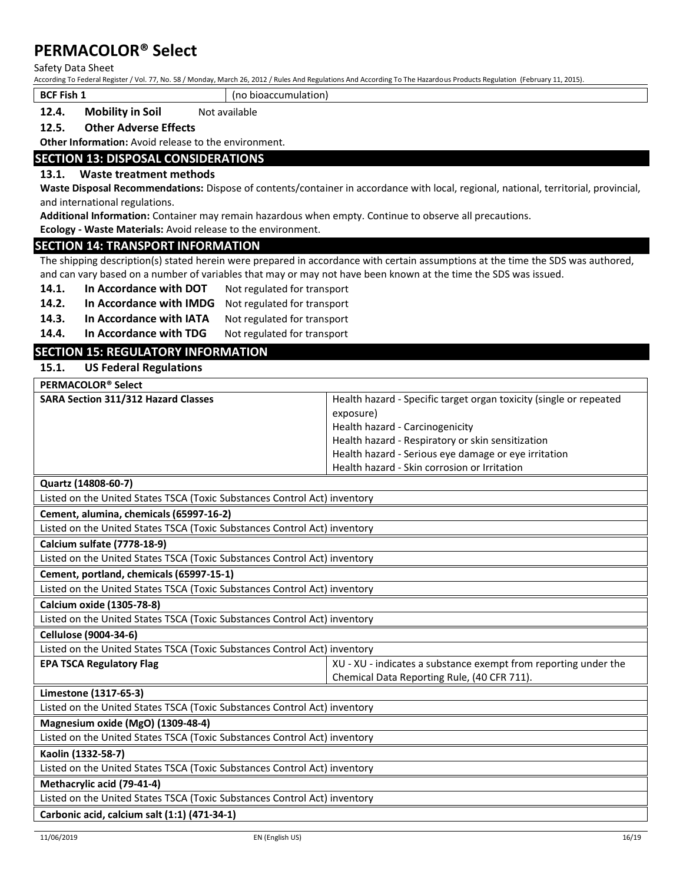| BCF Fish 1 | (no bioaccumulation) |
|---|---|

**12.4. Mobility in Soil** Not available

**12.5. Other Adverse Effects**

**Other Information:** Avoid release to the environment.

## SECTION 13: DISPOSAL CONSIDERATIONS

### 13.1. Waste treatment methods

**Waste Disposal Recommendations:** Dispose of contents/container in accordance with local, regional, national, territorial, provincial, and international regulations.

**Additional Information:** Container may remain hazardous when empty. Continue to observe all precautions.

**Ecology - Waste Materials:** Avoid release to the environment.

## SECTION 14: TRANSPORT INFORMATION

The shipping description(s) stated herein were prepared in accordance with certain assumptions at the time the SDS was authored, and can vary based on a number of variables that may or may not have been known at the time the SDS was issued.

**14.1. In Accordance with DOT** Not regulated for transport

**14.2. In Accordance with IMDG** Not regulated for transport

**14.3. In Accordance with IATA** Not regulated for transport

**14.4. In Accordance with TDG** Not regulated for transport

## SECTION 15: REGULATORY INFORMATION

### 15.1. US Federal Regulations

| PERMACOLOR® Select | |
|---|---|
| **SARA Section 311/312 Hazard Classes** | Health hazard - Specific target organ toxicity (single or repeated exposure)<br>Health hazard - Carcinogenicity<br>Health hazard - Respiratory or skin sensitization<br>Health hazard - Serious eye damage or eye irritation<br>Health hazard - Skin corrosion or Irritation |

| Quartz (14808-60-7) |
|---|
| Listed on the United States TSCA (Toxic Substances Control Act) inventory |

| Cement, alumina, chemicals (65997-16-2) |
|---|
| Listed on the United States TSCA (Toxic Substances Control Act) inventory |

| Calcium sulfate (7778-18-9) |
|---|
| Listed on the United States TSCA (Toxic Substances Control Act) inventory |

| Cement, portland, chemicals (65997-15-1) |
|---|
| Listed on the United States TSCA (Toxic Substances Control Act) inventory |

| Calcium oxide (1305-78-8) |
|---|
| Listed on the United States TSCA (Toxic Substances Control Act) inventory |

| Cellulose (9004-34-6) | |
|---|---|
| Listed on the United States TSCA (Toxic Substances Control Act) inventory | |
| **EPA TSCA Regulatory Flag** | XU - XU - indicates a substance exempt from reporting under the Chemical Data Reporting Rule, (40 CFR 711). |

| Limestone (1317-65-3) |
|---|
| Listed on the United States TSCA (Toxic Substances Control Act) inventory |

| Magnesium oxide (MgO) (1309-48-4) |
|---|
| Listed on the United States TSCA (Toxic Substances Control Act) inventory |

| Kaolin (1332-58-7) |
|---|
| Listed on the United States TSCA (Toxic Substances Control Act) inventory |

| Methacrylic acid (79-41-4) |
|---|
| Listed on the United States TSCA (Toxic Substances Control Act) inventory |

| Carbonic acid, calcium salt (1:1) (471-34-1) |
|---|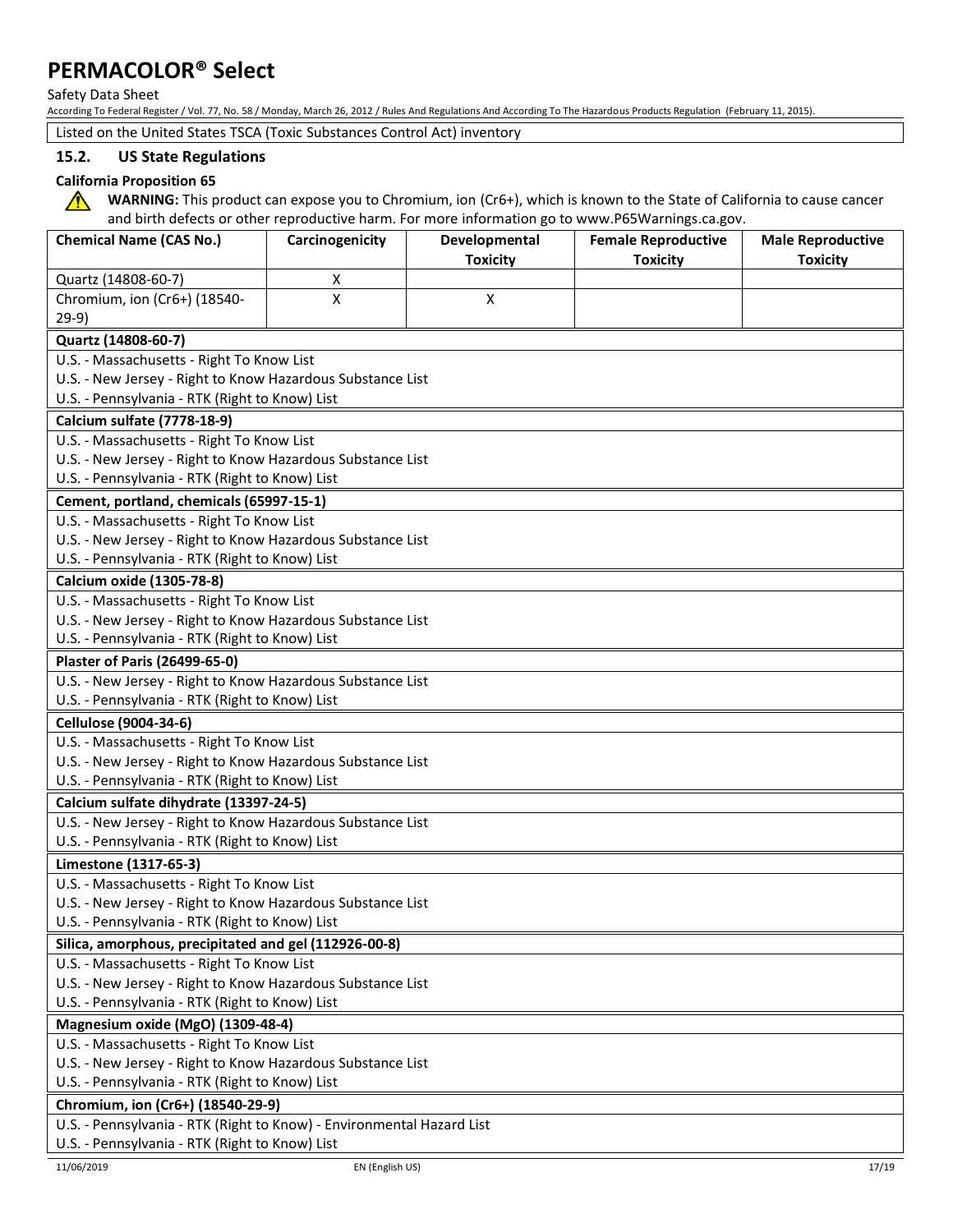Listed on the United States TSCA (Toxic Substances Control Act) inventory

### 15.2. US State Regulations

**California Proposition 65**

⚠ **WARNING:** This product can expose you to Chromium, ion (Cr6+), which is known to the State of California to cause cancer and birth defects or other reproductive harm. For more information go to www.P65Warnings.ca.gov.

| Chemical Name (CAS No.) | Carcinogenicity | Developmental Toxicity | Female Reproductive Toxicity | Male Reproductive Toxicity |
|---|---|---|---|---|
| Quartz (14808-60-7) | X | | | |
| Chromium, ion (Cr6+) (18540-29-9) | X | X | | |

**Quartz (14808-60-7)**

U.S. - Massachusetts - Right To Know List
U.S. - New Jersey - Right to Know Hazardous Substance List
U.S. - Pennsylvania - RTK (Right to Know) List

**Calcium sulfate (7778-18-9)**

U.S. - Massachusetts - Right To Know List
U.S. - New Jersey - Right to Know Hazardous Substance List
U.S. - Pennsylvania - RTK (Right to Know) List

**Cement, portland, chemicals (65997-15-1)**

U.S. - Massachusetts - Right To Know List
U.S. - New Jersey - Right to Know Hazardous Substance List
U.S. - Pennsylvania - RTK (Right to Know) List

**Calcium oxide (1305-78-8)**

U.S. - Massachusetts - Right To Know List
U.S. - New Jersey - Right to Know Hazardous Substance List
U.S. - Pennsylvania - RTK (Right to Know) List

**Plaster of Paris (26499-65-0)**

U.S. - New Jersey - Right to Know Hazardous Substance List
U.S. - Pennsylvania - RTK (Right to Know) List

**Cellulose (9004-34-6)**

U.S. - Massachusetts - Right To Know List
U.S. - New Jersey - Right to Know Hazardous Substance List
U.S. - Pennsylvania - RTK (Right to Know) List

**Calcium sulfate dihydrate (13397-24-5)**

U.S. - New Jersey - Right to Know Hazardous Substance List
U.S. - Pennsylvania - RTK (Right to Know) List

**Limestone (1317-65-3)**

U.S. - Massachusetts - Right To Know List
U.S. - New Jersey - Right to Know Hazardous Substance List
U.S. - Pennsylvania - RTK (Right to Know) List

**Silica, amorphous, precipitated and gel (112926-00-8)**

U.S. - Massachusetts - Right To Know List
U.S. - New Jersey - Right to Know Hazardous Substance List
U.S. - Pennsylvania - RTK (Right to Know) List

**Magnesium oxide (MgO) (1309-48-4)**

U.S. - Massachusetts - Right To Know List
U.S. - New Jersey - Right to Know Hazardous Substance List
U.S. - Pennsylvania - RTK (Right to Know) List

**Chromium, ion (Cr6+) (18540-29-9)**

U.S. - Pennsylvania - RTK (Right to Know) - Environmental Hazard List
U.S. - Pennsylvania - RTK (Right to Know) List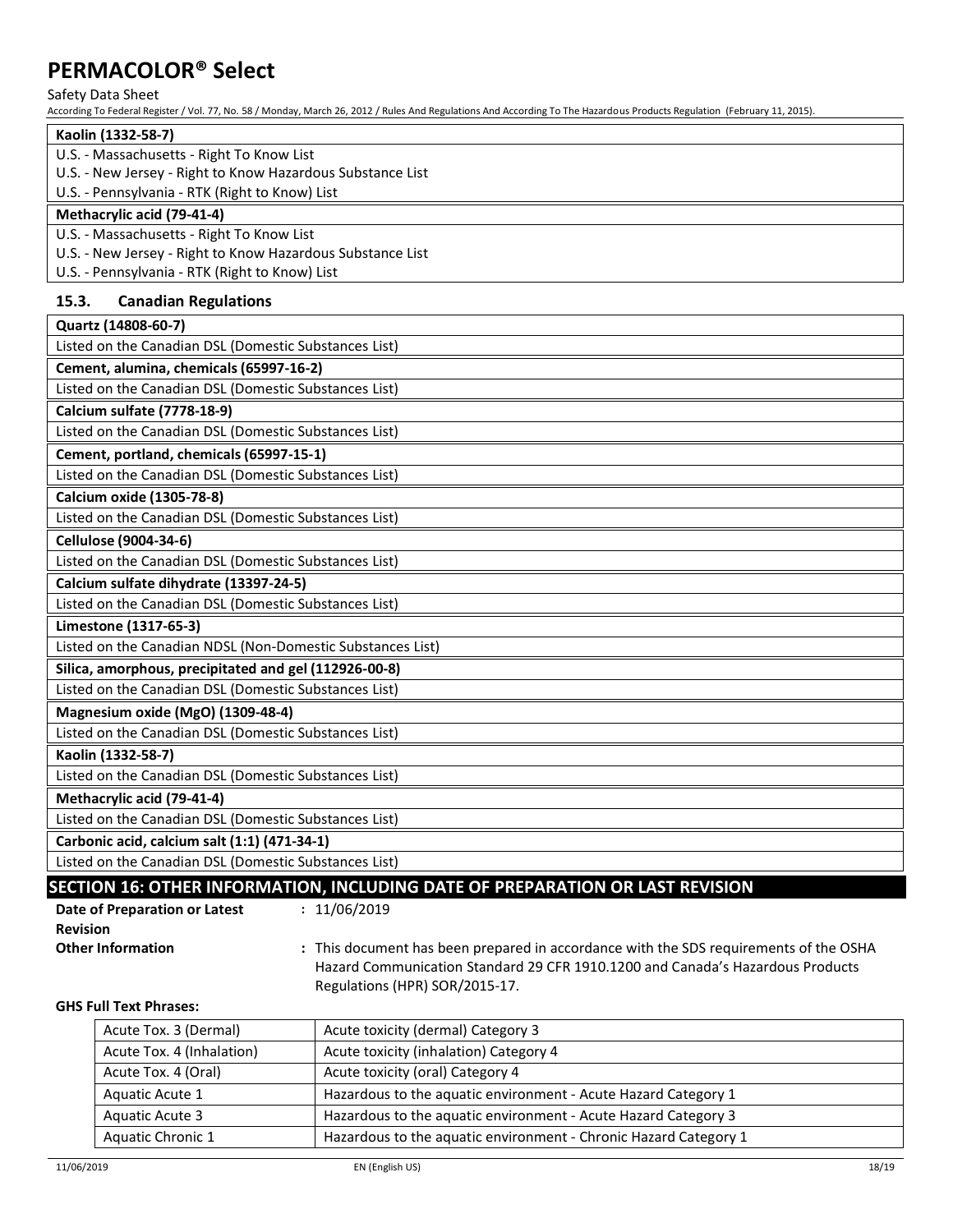| Kaolin (1332-58-7) |
|---|
| U.S. - Massachusetts - Right To Know List |
| U.S. - New Jersey - Right to Know Hazardous Substance List |
| U.S. - Pennsylvania - RTK (Right to Know) List |

| Methacrylic acid (79-41-4) |
|---|
| U.S. - Massachusetts - Right To Know List |
| U.S. - New Jersey - Right to Know Hazardous Substance List |
| U.S. - Pennsylvania - RTK (Right to Know) List |

### 15.3. Canadian Regulations

| Quartz (14808-60-7) |
|---|
| Listed on the Canadian DSL (Domestic Substances List) |

| Cement, alumina, chemicals (65997-16-2) |
|---|
| Listed on the Canadian DSL (Domestic Substances List) |

| Calcium sulfate (7778-18-9) |
|---|
| Listed on the Canadian DSL (Domestic Substances List) |

| Cement, portland, chemicals (65997-15-1) |
|---|
| Listed on the Canadian DSL (Domestic Substances List) |

| Calcium oxide (1305-78-8) |
|---|
| Listed on the Canadian DSL (Domestic Substances List) |

| Cellulose (9004-34-6) |
|---|
| Listed on the Canadian DSL (Domestic Substances List) |

| Calcium sulfate dihydrate (13397-24-5) |
|---|
| Listed on the Canadian DSL (Domestic Substances List) |

| Limestone (1317-65-3) |
|---|
| Listed on the Canadian NDSL (Non-Domestic Substances List) |

| Silica, amorphous, precipitated and gel (112926-00-8) |
|---|
| Listed on the Canadian DSL (Domestic Substances List) |

| Magnesium oxide (MgO) (1309-48-4) |
|---|
| Listed on the Canadian DSL (Domestic Substances List) |

| Kaolin (1332-58-7) |
|---|
| Listed on the Canadian DSL (Domestic Substances List) |

| Methacrylic acid (79-41-4) |
|---|
| Listed on the Canadian DSL (Domestic Substances List) |

| Carbonic acid, calcium salt (1:1) (471-34-1) |
|---|
| Listed on the Canadian DSL (Domestic Substances List) |

## SECTION 16: OTHER INFORMATION, INCLUDING DATE OF PREPARATION OR LAST REVISION

**Date of Preparation or Latest Revision** : 11/06/2019

**Other Information** : This document has been prepared in accordance with the SDS requirements of the OSHA Hazard Communication Standard 29 CFR 1910.1200 and Canada's Hazardous Products Regulations (HPR) SOR/2015-17.

**GHS Full Text Phrases:**

| | |
|---|---|
| Acute Tox. 3 (Dermal) | Acute toxicity (dermal) Category 3 |
| Acute Tox. 4 (Inhalation) | Acute toxicity (inhalation) Category 4 |
| Acute Tox. 4 (Oral) | Acute toxicity (oral) Category 4 |
| Aquatic Acute 1 | Hazardous to the aquatic environment - Acute Hazard Category 1 |
| Aquatic Acute 3 | Hazardous to the aquatic environment - Acute Hazard Category 3 |
| Aquatic Chronic 1 | Hazardous to the aquatic environment - Chronic Hazard Category 1 |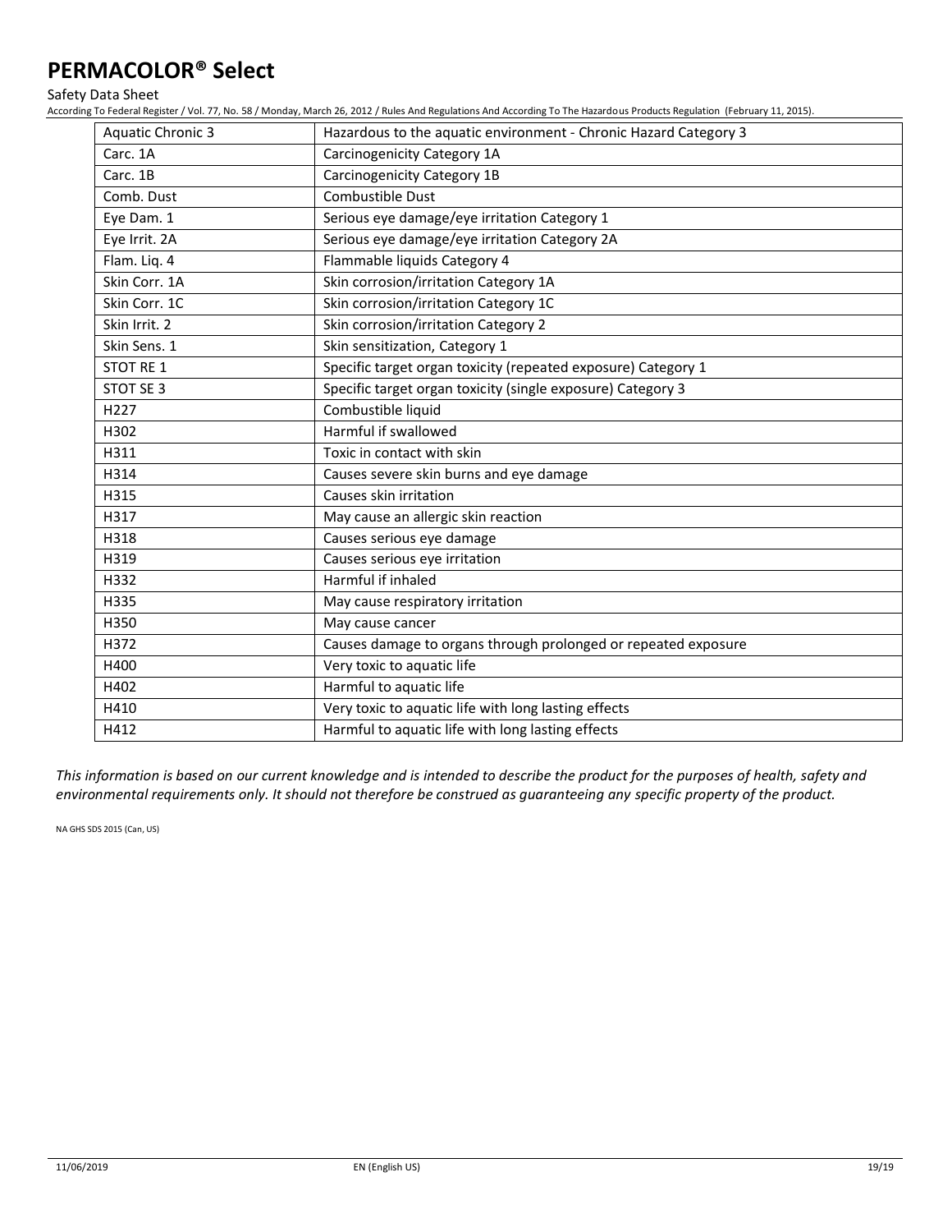| | |
|---|---|
| Aquatic Chronic 3 | Hazardous to the aquatic environment - Chronic Hazard Category 3 |
| Carc. 1A | Carcinogenicity Category 1A |
| Carc. 1B | Carcinogenicity Category 1B |
| Comb. Dust | Combustible Dust |
| Eye Dam. 1 | Serious eye damage/eye irritation Category 1 |
| Eye Irrit. 2A | Serious eye damage/eye irritation Category 2A |
| Flam. Liq. 4 | Flammable liquids Category 4 |
| Skin Corr. 1A | Skin corrosion/irritation Category 1A |
| Skin Corr. 1C | Skin corrosion/irritation Category 1C |
| Skin Irrit. 2 | Skin corrosion/irritation Category 2 |
| Skin Sens. 1 | Skin sensitization, Category 1 |
| STOT RE 1 | Specific target organ toxicity (repeated exposure) Category 1 |
| STOT SE 3 | Specific target organ toxicity (single exposure) Category 3 |
| H227 | Combustible liquid |
| H302 | Harmful if swallowed |
| H311 | Toxic in contact with skin |
| H314 | Causes severe skin burns and eye damage |
| H315 | Causes skin irritation |
| H317 | May cause an allergic skin reaction |
| H318 | Causes serious eye damage |
| H319 | Causes serious eye irritation |
| H332 | Harmful if inhaled |
| H335 | May cause respiratory irritation |
| H350 | May cause cancer |
| H372 | Causes damage to organs through prolonged or repeated exposure |
| H400 | Very toxic to aquatic life |
| H402 | Harmful to aquatic life |
| H410 | Very toxic to aquatic life with long lasting effects |
| H412 | Harmful to aquatic life with long lasting effects |

*This information is based on our current knowledge and is intended to describe the product for the purposes of health, safety and environmental requirements only. It should not therefore be construed as guaranteeing any specific property of the product.*

NA GHS SDS 2015 (Can, US)